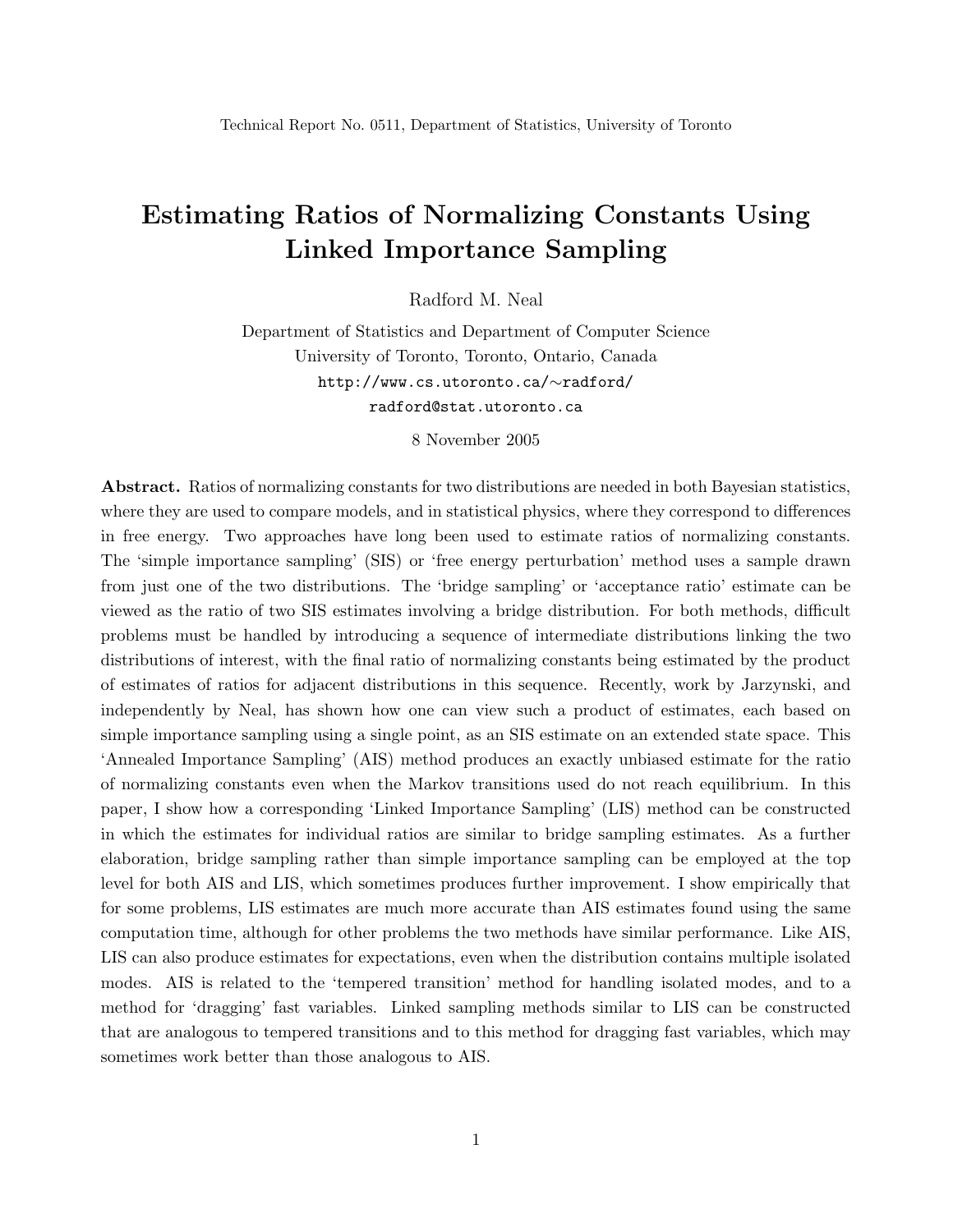Technical Report No. 0511, Department of Statistics, University of Toronto

# Estimating Ratios of Normalizing Constants Using Linked Importance Sampling

Radford M. Neal

Department of Statistics and Department of Computer Science
University of Toronto, Toronto, Ontario, Canada
http://www.cs.utoronto.ca/∼radford/
radford@stat.utoronto.ca

8 November 2005

**Abstract.** Ratios of normalizing constants for two distributions are needed in both Bayesian statistics, where they are used to compare models, and in statistical physics, where they correspond to differences in free energy. Two approaches have long been used to estimate ratios of normalizing constants. The 'simple importance sampling' (SIS) or 'free energy perturbation' method uses a sample drawn from just one of the two distributions. The 'bridge sampling' or 'acceptance ratio' estimate can be viewed as the ratio of two SIS estimates involving a bridge distribution. For both methods, difficult problems must be handled by introducing a sequence of intermediate distributions linking the two distributions of interest, with the final ratio of normalizing constants being estimated by the product of estimates of ratios for adjacent distributions in this sequence. Recently, work by Jarzynski, and independently by Neal, has shown how one can view such a product of estimates, each based on simple importance sampling using a single point, as an SIS estimate on an extended state space. This 'Annealed Importance Sampling' (AIS) method produces an exactly unbiased estimate for the ratio of normalizing constants even when the Markov transitions used do not reach equilibrium. In this paper, I show how a corresponding 'Linked Importance Sampling' (LIS) method can be constructed in which the estimates for individual ratios are similar to bridge sampling estimates. As a further elaboration, bridge sampling rather than simple importance sampling can be employed at the top level for both AIS and LIS, which sometimes produces further improvement. I show empirically that for some problems, LIS estimates are much more accurate than AIS estimates found using the same computation time, although for other problems the two methods have similar performance. Like AIS, LIS can also produce estimates for expectations, even when the distribution contains multiple isolated modes. AIS is related to the 'tempered transition' method for handling isolated modes, and to a method for 'dragging' fast variables. Linked sampling methods similar to LIS can be constructed that are analogous to tempered transitions and to this method for dragging fast variables, which may sometimes work better than those analogous to AIS.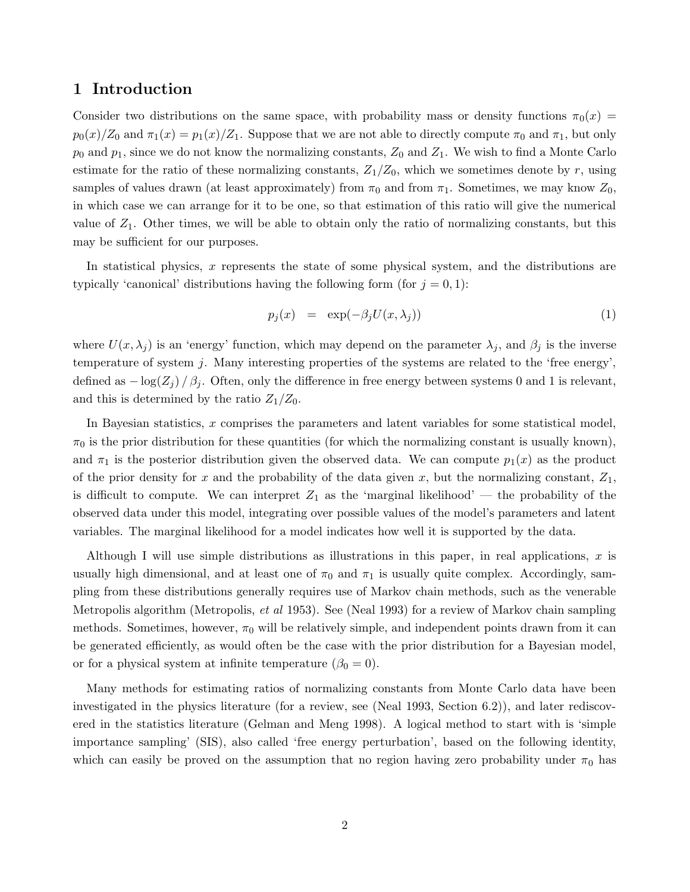# 1 Introduction

Consider two distributions on the same space, with probability mass or density functions $\pi_0(x) = p_0(x)/Z_0$ and $\pi_1(x) = p_1(x)/Z_1$. Suppose that we are not able to directly compute $\pi_0$ and $\pi_1$, but only $p_0$ and $p_1$, since we do not know the normalizing constants, $Z_0$ and $Z_1$. We wish to find a Monte Carlo estimate for the ratio of these normalizing constants, $Z_1/Z_0$, which we sometimes denote by $r$, using samples of values drawn (at least approximately) from $\pi_0$ and from $\pi_1$. Sometimes, we may know $Z_0$, in which case we can arrange for it to be one, so that estimation of this ratio will give the numerical value of $Z_1$. Other times, we will be able to obtain only the ratio of normalizing constants, but this may be sufficient for our purposes.

In statistical physics, $x$ represents the state of some physical system, and the distributions are typically 'canonical' distributions having the following form (for $j = 0, 1$):

$$p_j(x) \quad = \quad \exp(-\beta_j U(x, \lambda_j)) \tag{1}$$

where $U(x, \lambda_j)$ is an 'energy' function, which may depend on the parameter $\lambda_j$, and $\beta_j$ is the inverse temperature of system $j$. Many interesting properties of the systems are related to the 'free energy', defined as $-\log(Z_j)\,/\,\beta_j$. Often, only the difference in free energy between systems 0 and 1 is relevant, and this is determined by the ratio $Z_1/Z_0$.

In Bayesian statistics, $x$ comprises the parameters and latent variables for some statistical model, $\pi_0$ is the prior distribution for these quantities (for which the normalizing constant is usually known), and $\pi_1$ is the posterior distribution given the observed data. We can compute $p_1(x)$ as the product of the prior density for $x$ and the probability of the data given $x$, but the normalizing constant, $Z_1$, is difficult to compute. We can interpret $Z_1$ as the 'marginal likelihood' — the probability of the observed data under this model, integrating over possible values of the model's parameters and latent variables. The marginal likelihood for a model indicates how well it is supported by the data.

Although I will use simple distributions as illustrations in this paper, in real applications, $x$ is usually high dimensional, and at least one of $\pi_0$ and $\pi_1$ is usually quite complex. Accordingly, sampling from these distributions generally requires use of Markov chain methods, such as the venerable Metropolis algorithm (Metropolis, *et al* 1953). See (Neal 1993) for a review of Markov chain sampling methods. Sometimes, however, $\pi_0$ will be relatively simple, and independent points drawn from it can be generated efficiently, as would often be the case with the prior distribution for a Bayesian model, or for a physical system at infinite temperature ($\beta_0 = 0$).

Many methods for estimating ratios of normalizing constants from Monte Carlo data have been investigated in the physics literature (for a review, see (Neal 1993, Section 6.2)), and later rediscovered in the statistics literature (Gelman and Meng 1998). A logical method to start with is 'simple importance sampling' (SIS), also called 'free energy perturbation', based on the following identity, which can easily be proved on the assumption that no region having zero probability under $\pi_0$ has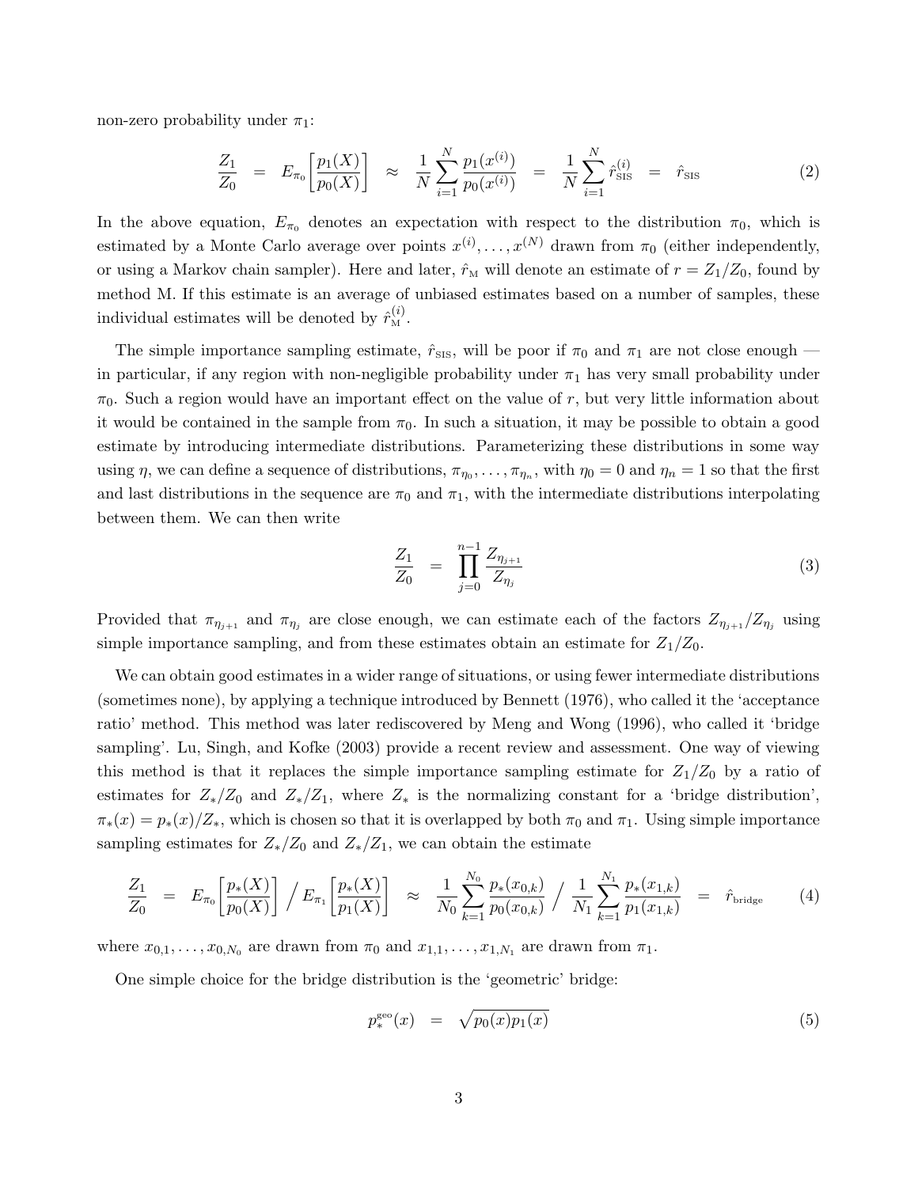non-zero probability under $\pi_1$:

$$\frac{Z_1}{Z_0} \;=\; E_{\pi_0}\!\left[\frac{p_1(X)}{p_0(X)}\right] \;\approx\; \frac{1}{N}\sum_{i=1}^{N}\frac{p_1(x^{(i)})}{p_0(x^{(i)})} \;=\; \frac{1}{N}\sum_{i=1}^{N}\hat{r}_{\text{SIS}}^{(i)} \;=\; \hat{r}_{\text{SIS}} \tag{2}$$

In the above equation, $E_{\pi_0}$ denotes an expectation with respect to the distribution $\pi_0$, which is estimated by a Monte Carlo average over points $x^{(i)}, \ldots, x^{(N)}$ drawn from $\pi_0$ (either independently, or using a Markov chain sampler). Here and later, $\hat{r}_{\text{M}}$ will denote an estimate of $r = Z_1/Z_0$, found by method M. If this estimate is an average of unbiased estimates based on a number of samples, these individual estimates will be denoted by $\hat{r}_{\text{M}}^{(i)}$.

The simple importance sampling estimate, $\hat{r}_{\text{SIS}}$, will be poor if $\pi_0$ and $\pi_1$ are not close enough — in particular, if any region with non-negligible probability under $\pi_1$ has very small probability under $\pi_0$. Such a region would have an important effect on the value of $r$, but very little information about it would be contained in the sample from $\pi_0$. In such a situation, it may be possible to obtain a good estimate by introducing intermediate distributions. Parameterizing these distributions in some way using $\eta$, we can define a sequence of distributions, $\pi_{\eta_0}, \ldots, \pi_{\eta_n}$, with $\eta_0 = 0$ and $\eta_n = 1$ so that the first and last distributions in the sequence are $\pi_0$ and $\pi_1$, with the intermediate distributions interpolating between them. We can then write

$$\frac{Z_1}{Z_0} \;=\; \prod_{j=0}^{n-1}\frac{Z_{\eta_{j+1}}}{Z_{\eta_j}} \tag{3}$$

Provided that $\pi_{\eta_{j+1}}$ and $\pi_{\eta_j}$ are close enough, we can estimate each of the factors $Z_{\eta_{j+1}}/Z_{\eta_j}$ using simple importance sampling, and from these estimates obtain an estimate for $Z_1/Z_0$.

We can obtain good estimates in a wider range of situations, or using fewer intermediate distributions (sometimes none), by applying a technique introduced by Bennett (1976), who called it the 'acceptance ratio' method. This method was later rediscovered by Meng and Wong (1996), who called it 'bridge sampling'. Lu, Singh, and Kofke (2003) provide a recent review and assessment. One way of viewing this method is that it replaces the simple importance sampling estimate for $Z_1/Z_0$ by a ratio of estimates for $Z_*/Z_0$ and $Z_*/Z_1$, where $Z_*$ is the normalizing constant for a 'bridge distribution', $\pi_*(x) = p_*(x)/Z_*$, which is chosen so that it is overlapped by both $\pi_0$ and $\pi_1$. Using simple importance sampling estimates for $Z_*/Z_0$ and $Z_*/Z_1$, we can obtain the estimate

$$\frac{Z_1}{Z_0} \;=\; E_{\pi_0}\!\left[\frac{p_*(X)}{p_0(X)}\right] \Big/ \, E_{\pi_1}\!\left[\frac{p_*(X)}{p_1(X)}\right] \;\approx\; \frac{1}{N_0}\sum_{k=1}^{N_0}\frac{p_*(x_{0,k})}{p_0(x_{0,k})} \Big/ \, \frac{1}{N_1}\sum_{k=1}^{N_1}\frac{p_*(x_{1,k})}{p_1(x_{1,k})} \;=\; \hat{r}_{\text{bridge}} \tag{4}$$

where $x_{0,1}, \ldots, x_{0,N_0}$ are drawn from $\pi_0$ and $x_{1,1}, \ldots, x_{1,N_1}$ are drawn from $\pi_1$.

One simple choice for the bridge distribution is the 'geometric' bridge:

$$p_*^{\text{geo}}(x) \;=\; \sqrt{p_0(x)p_1(x)} \tag{5}$$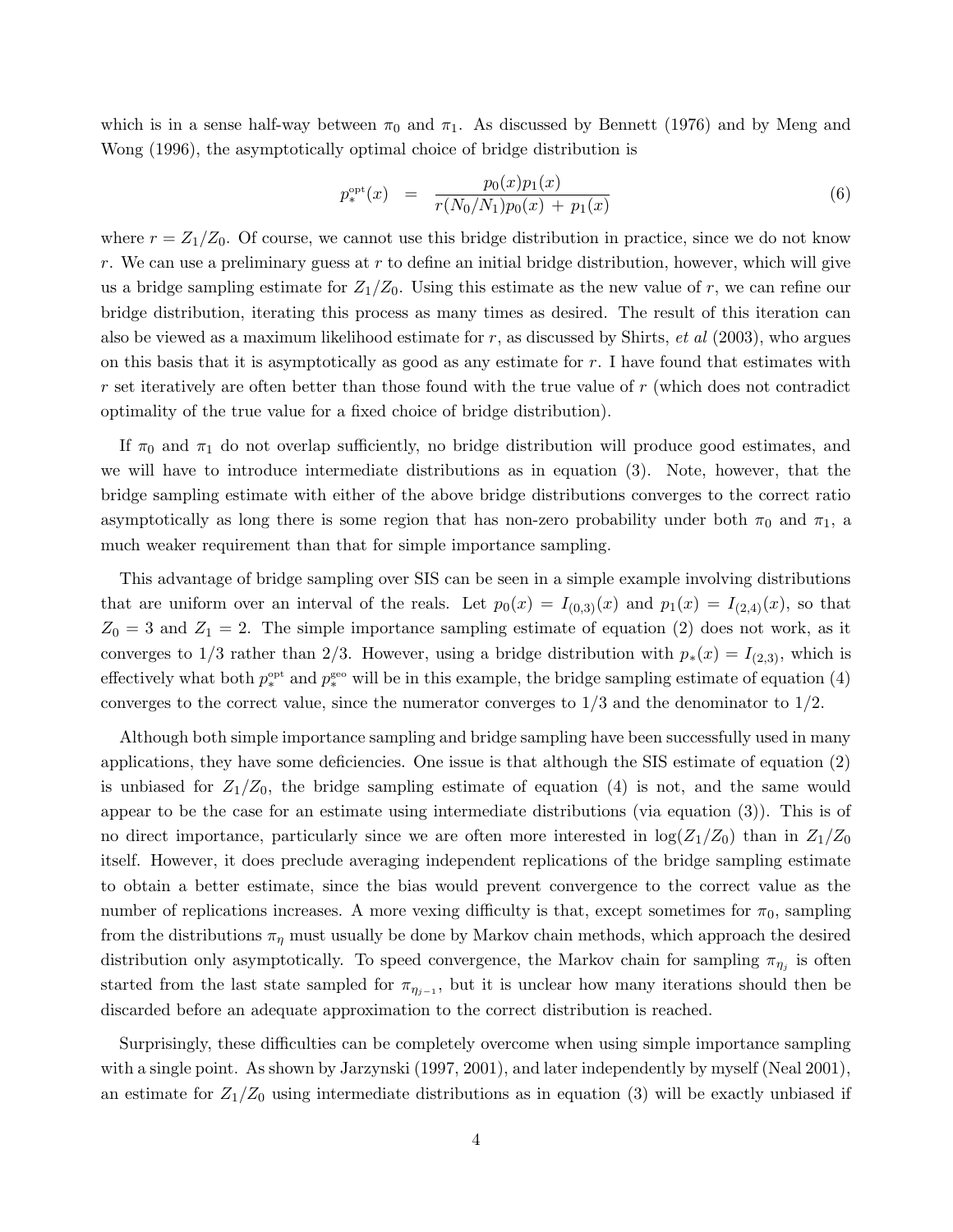which is in a sense half-way between $\pi_0$ and $\pi_1$. As discussed by Bennett (1976) and by Meng and Wong (1996), the asymptotically optimal choice of bridge distribution is

$$p_*^{\text{opt}}(x) \;\;=\;\; \frac{p_0(x)p_1(x)}{r(N_0/N_1)p_0(x) \,+\, p_1(x)} \tag{6}$$

where $r = Z_1/Z_0$. Of course, we cannot use this bridge distribution in practice, since we do not know $r$. We can use a preliminary guess at $r$ to define an initial bridge distribution, however, which will give us a bridge sampling estimate for $Z_1/Z_0$. Using this estimate as the new value of $r$, we can refine our bridge distribution, iterating this process as many times as desired. The result of this iteration can also be viewed as a maximum likelihood estimate for $r$, as discussed by Shirts, *et al* (2003), who argues on this basis that it is asymptotically as good as any estimate for $r$. I have found that estimates with $r$ set iteratively are often better than those found with the true value of $r$ (which does not contradict optimality of the true value for a fixed choice of bridge distribution).

If $\pi_0$ and $\pi_1$ do not overlap sufficiently, no bridge distribution will produce good estimates, and we will have to introduce intermediate distributions as in equation (3). Note, however, that the bridge sampling estimate with either of the above bridge distributions converges to the correct ratio asymptotically as long there is some region that has non-zero probability under both $\pi_0$ and $\pi_1$, a much weaker requirement than that for simple importance sampling.

This advantage of bridge sampling over SIS can be seen in a simple example involving distributions that are uniform over an interval of the reals. Let $p_0(x) = I_{(0,3)}(x)$ and $p_1(x) = I_{(2,4)}(x)$, so that $Z_0 = 3$ and $Z_1 = 2$. The simple importance sampling estimate of equation (2) does not work, as it converges to $1/3$ rather than $2/3$. However, using a bridge distribution with $p_*(x) = I_{(2,3)}$, which is effectively what both $p_*^{\text{opt}}$ and $p_*^{\text{geo}}$ will be in this example, the bridge sampling estimate of equation (4) converges to the correct value, since the numerator converges to $1/3$ and the denominator to $1/2$.

Although both simple importance sampling and bridge sampling have been successfully used in many applications, they have some deficiencies. One issue is that although the SIS estimate of equation (2) is unbiased for $Z_1/Z_0$, the bridge sampling estimate of equation (4) is not, and the same would appear to be the case for an estimate using intermediate distributions (via equation (3)). This is of no direct importance, particularly since we are often more interested in $\log(Z_1/Z_0)$ than in $Z_1/Z_0$ itself. However, it does preclude averaging independent replications of the bridge sampling estimate to obtain a better estimate, since the bias would prevent convergence to the correct value as the number of replications increases. A more vexing difficulty is that, except sometimes for $\pi_0$, sampling from the distributions $\pi_\eta$ must usually be done by Markov chain methods, which approach the desired distribution only asymptotically. To speed convergence, the Markov chain for sampling $\pi_{\eta_j}$ is often started from the last state sampled for $\pi_{\eta_{j-1}}$, but it is unclear how many iterations should then be discarded before an adequate approximation to the correct distribution is reached.

Surprisingly, these difficulties can be completely overcome when using simple importance sampling with a single point. As shown by Jarzynski (1997, 2001), and later independently by myself (Neal 2001), an estimate for $Z_1/Z_0$ using intermediate distributions as in equation (3) will be exactly unbiased if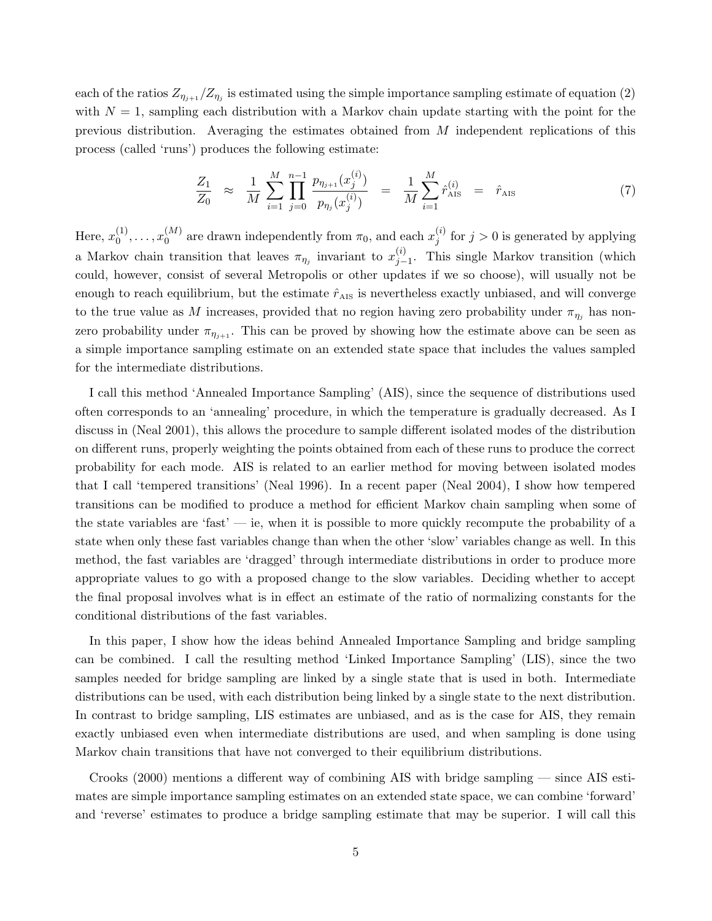each of the ratios $Z_{\eta_{j+1}}/Z_{\eta_j}$ is estimated using the simple importance sampling estimate of equation (2) with $N = 1$, sampling each distribution with a Markov chain update starting with the point for the previous distribution. Averaging the estimates obtained from $M$ independent replications of this process (called 'runs') produces the following estimate:

$$\frac{Z_1}{Z_0} \;\approx\; \frac{1}{M} \sum_{i=1}^{M} \prod_{j=0}^{n-1} \frac{p_{\eta_{j+1}}(x_j^{(i)})}{p_{\eta_j}(x_j^{(i)})} \;=\; \frac{1}{M} \sum_{i=1}^{M} \hat{r}_{\text{AIS}}^{(i)} \;=\; \hat{r}_{\text{AIS}} \tag{7}$$

Here, $x_0^{(1)}, \ldots, x_0^{(M)}$ are drawn independently from $\pi_0$, and each $x_j^{(i)}$ for $j > 0$ is generated by applying a Markov chain transition that leaves $\pi_{\eta_j}$ invariant to $x_{j-1}^{(i)}$. This single Markov transition (which could, however, consist of several Metropolis or other updates if we so choose), will usually not be enough to reach equilibrium, but the estimate $\hat{r}_{\text{AIS}}$ is nevertheless exactly unbiased, and will converge to the true value as $M$ increases, provided that no region having zero probability under $\pi_{\eta_j}$ has non-zero probability under $\pi_{\eta_{j+1}}$. This can be proved by showing how the estimate above can be seen as a simple importance sampling estimate on an extended state space that includes the values sampled for the intermediate distributions.

I call this method 'Annealed Importance Sampling' (AIS), since the sequence of distributions used often corresponds to an 'annealing' procedure, in which the temperature is gradually decreased. As I discuss in (Neal 2001), this allows the procedure to sample different isolated modes of the distribution on different runs, properly weighting the points obtained from each of these runs to produce the correct probability for each mode. AIS is related to an earlier method for moving between isolated modes that I call 'tempered transitions' (Neal 1996). In a recent paper (Neal 2004), I show how tempered transitions can be modified to produce a method for efficient Markov chain sampling when some of the state variables are 'fast' — ie, when it is possible to more quickly recompute the probability of a state when only these fast variables change than when the other 'slow' variables change as well. In this method, the fast variables are 'dragged' through intermediate distributions in order to produce more appropriate values to go with a proposed change to the slow variables. Deciding whether to accept the final proposal involves what is in effect an estimate of the ratio of normalizing constants for the conditional distributions of the fast variables.

In this paper, I show how the ideas behind Annealed Importance Sampling and bridge sampling can be combined. I call the resulting method 'Linked Importance Sampling' (LIS), since the two samples needed for bridge sampling are linked by a single state that is used in both. Intermediate distributions can be used, with each distribution being linked by a single state to the next distribution. In contrast to bridge sampling, LIS estimates are unbiased, and as is the case for AIS, they remain exactly unbiased even when intermediate distributions are used, and when sampling is done using Markov chain transitions that have not converged to their equilibrium distributions.

Crooks (2000) mentions a different way of combining AIS with bridge sampling — since AIS estimates are simple importance sampling estimates on an extended state space, we can combine 'forward' and 'reverse' estimates to produce a bridge sampling estimate that may be superior. I will call this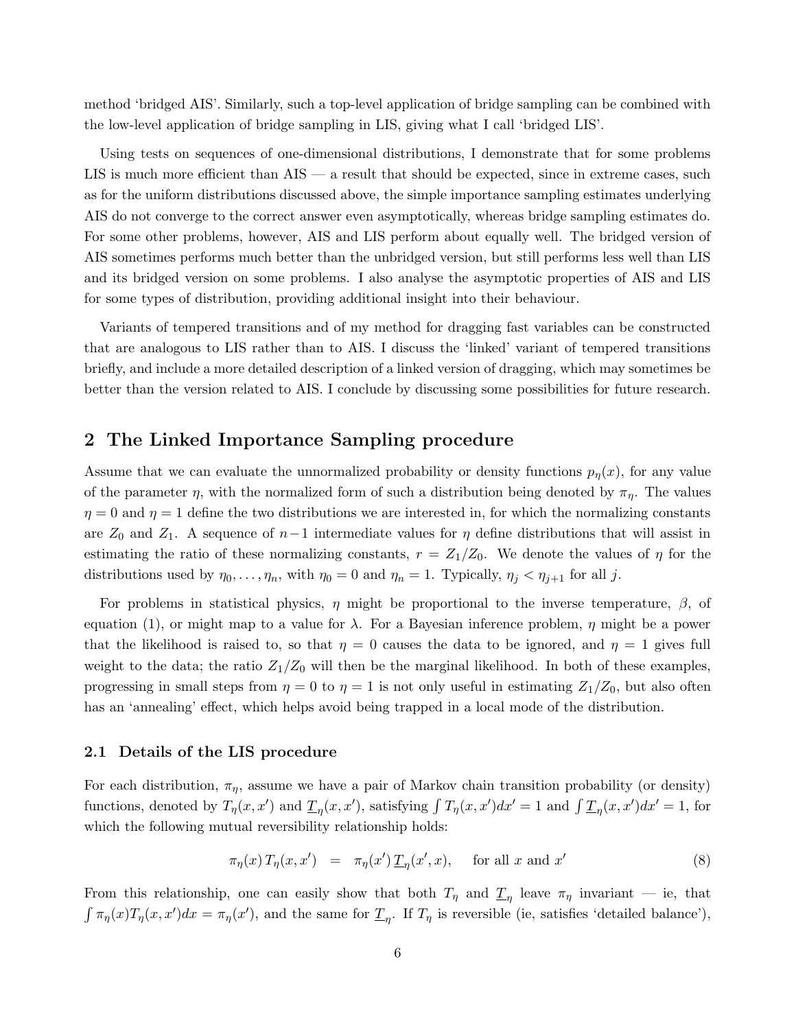method 'bridged AIS'. Similarly, such a top-level application of bridge sampling can be combined with the low-level application of bridge sampling in LIS, giving what I call 'bridged LIS'.

Using tests on sequences of one-dimensional distributions, I demonstrate that for some problems LIS is much more efficient than AIS — a result that should be expected, since in extreme cases, such as for the uniform distributions discussed above, the simple importance sampling estimates underlying AIS do not converge to the correct answer even asymptotically, whereas bridge sampling estimates do. For some other problems, however, AIS and LIS perform about equally well. The bridged version of AIS sometimes performs much better than the unbridged version, but still performs less well than LIS and its bridged version on some problems. I also analyse the asymptotic properties of AIS and LIS for some types of distribution, providing additional insight into their behaviour.

Variants of tempered transitions and of my method for dragging fast variables can be constructed that are analogous to LIS rather than to AIS. I discuss the 'linked' variant of tempered transitions briefly, and include a more detailed description of a linked version of dragging, which may sometimes be better than the version related to AIS. I conclude by discussing some possibilities for future research.

## 2 The Linked Importance Sampling procedure

Assume that we can evaluate the unnormalized probability or density functions $p_\eta(x)$, for any value of the parameter $\eta$, with the normalized form of such a distribution being denoted by $\pi_\eta$. The values $\eta = 0$ and $\eta = 1$ define the two distributions we are interested in, for which the normalizing constants are $Z_0$ and $Z_1$. A sequence of $n-1$ intermediate values for $\eta$ define distributions that will assist in estimating the ratio of these normalizing constants, $r = Z_1/Z_0$. We denote the values of $\eta$ for the distributions used by $\eta_0, \ldots, \eta_n$, with $\eta_0 = 0$ and $\eta_n = 1$. Typically, $\eta_j < \eta_{j+1}$ for all $j$.

For problems in statistical physics, $\eta$ might be proportional to the inverse temperature, $\beta$, of equation (1), or might map to a value for $\lambda$. For a Bayesian inference problem, $\eta$ might be a power that the likelihood is raised to, so that $\eta = 0$ causes the data to be ignored, and $\eta = 1$ gives full weight to the data; the ratio $Z_1/Z_0$ will then be the marginal likelihood. In both of these examples, progressing in small steps from $\eta = 0$ to $\eta = 1$ is not only useful in estimating $Z_1/Z_0$, but also often has an 'annealing' effect, which helps avoid being trapped in a local mode of the distribution.

### 2.1 Details of the LIS procedure

For each distribution, $\pi_\eta$, assume we have a pair of Markov chain transition probability (or density) functions, denoted by $T_\eta(x, x')$ and $\underline{T}_\eta(x, x')$, satisfying $\int T_\eta(x, x')dx' = 1$ and $\int \underline{T}_\eta(x, x')dx' = 1$, for which the following mutual reversibility relationship holds:

$$\pi_\eta(x)\, T_\eta(x, x') \;\; = \;\; \pi_\eta(x')\, \underline{T}_\eta(x', x), \qquad \text{for all } x \text{ and } x' \tag{8}$$

From this relationship, one can easily show that both $T_\eta$ and $\underline{T}_\eta$ leave $\pi_\eta$ invariant — ie, that $\int \pi_\eta(x) T_\eta(x, x')dx = \pi_\eta(x')$, and the same for $\underline{T}_\eta$. If $T_\eta$ is reversible (ie, satisfies 'detailed balance'),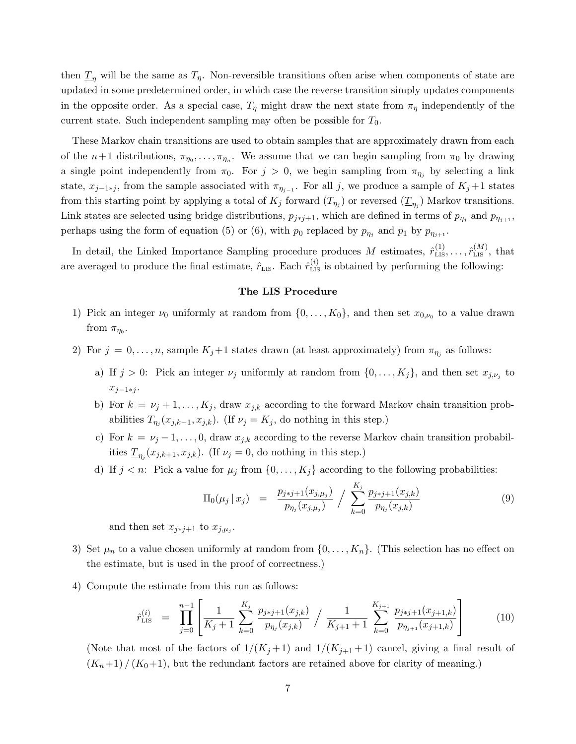then $\underline{T}_\eta$ will be the same as $T_\eta$. Non-reversible transitions often arise when components of state are updated in some predetermined order, in which case the reverse transition simply updates components in the opposite order. As a special case, $T_\eta$ might draw the next state from $\pi_\eta$ independently of the current state. Such independent sampling may often be possible for $T_0$.

These Markov chain transitions are used to obtain samples that are approximately drawn from each of the $n+1$ distributions, $\pi_{\eta_0}, \ldots, \pi_{\eta_n}$. We assume that we can begin sampling from $\pi_0$ by drawing a single point independently from $\pi_0$. For $j > 0$, we begin sampling from $\pi_{\eta_j}$ by selecting a link state, $x_{j-1*j}$, from the sample associated with $\pi_{\eta_{j-1}}$. For all $j$, we produce a sample of $K_j+1$ states from this starting point by applying a total of $K_j$ forward ($T_{\eta_j}$) or reversed ($\underline{T}_{\eta_j}$) Markov transitions. Link states are selected using bridge distributions, $p_{j*j+1}$, which are defined in terms of $p_{\eta_j}$ and $p_{\eta_{j+1}}$, perhaps using the form of equation (5) or (6), with $p_0$ replaced by $p_{\eta_j}$ and $p_1$ by $p_{\eta_{j+1}}$.

In detail, the Linked Importance Sampling procedure produces $M$ estimates, $\hat{r}^{(1)}_{\text{LIS}}, \ldots, \hat{r}^{(M)}_{\text{LIS}}$, that are averaged to produce the final estimate, $\hat{r}_{\text{LIS}}$. Each $\hat{r}^{(i)}_{\text{LIS}}$ is obtained by performing the following:

**The LIS Procedure**

1) Pick an integer $\nu_0$ uniformly at random from $\{0, \ldots, K_0\}$, and then set $x_{0,\nu_0}$ to a value drawn from $\pi_{\eta_0}$.

2) For $j = 0, \ldots, n$, sample $K_j+1$ states drawn (at least approximately) from $\pi_{\eta_j}$ as follows:

   a) If $j > 0$: Pick an integer $\nu_j$ uniformly at random from $\{0, \ldots, K_j\}$, and then set $x_{j,\nu_j}$ to $x_{j-1*j}$.

   b) For $k = \nu_j+1, \ldots, K_j$, draw $x_{j,k}$ according to the forward Markov chain transition probabilities $T_{\eta_j}(x_{j,k-1}, x_{j,k})$. (If $\nu_j = K_j$, do nothing in this step.)

   c) For $k = \nu_j-1, \ldots, 0$, draw $x_{j,k}$ according to the reverse Markov chain transition probabilities $\underline{T}_{\eta_j}(x_{j,k+1}, x_{j,k})$. (If $\nu_j = 0$, do nothing in this step.)

   d) If $j < n$: Pick a value for $\mu_j$ from $\{0, \ldots, K_j\}$ according to the following probabilities:

$$\Pi_0(\mu_j \,|\, x_j) \;\;=\;\; \frac{p_{j*j+1}(x_{j,\mu_j})}{p_{\eta_j}(x_{j,\mu_j})} \Bigg/ \sum_{k=0}^{K_j} \frac{p_{j*j+1}(x_{j,k})}{p_{\eta_j}(x_{j,k})} \tag{9}$$

   and then set $x_{j*j+1}$ to $x_{j,\mu_j}$.

3) Set $\mu_n$ to a value chosen uniformly at random from $\{0, \ldots, K_n\}$. (This selection has no effect on the estimate, but is used in the proof of correctness.)

4) Compute the estimate from this run as follows:

$$\hat{r}^{(i)}_{\text{LIS}} \;\;=\;\; \prod_{j=0}^{n-1} \left[ \frac{1}{K_j+1} \sum_{k=0}^{K_j} \frac{p_{j*j+1}(x_{j,k})}{p_{\eta_j}(x_{j,k})} \Bigg/ \frac{1}{K_{j+1}+1} \sum_{k=0}^{K_{j+1}} \frac{p_{j*j+1}(x_{j+1,k})}{p_{\eta_{j+1}}(x_{j+1,k})} \right] \tag{10}$$

   (Note that most of the factors of $1/(K_j+1)$ and $1/(K_{j+1}+1)$ cancel, giving a final result of $(K_n+1)\,/\,(K_0+1)$, but the redundant factors are retained above for clarity of meaning.)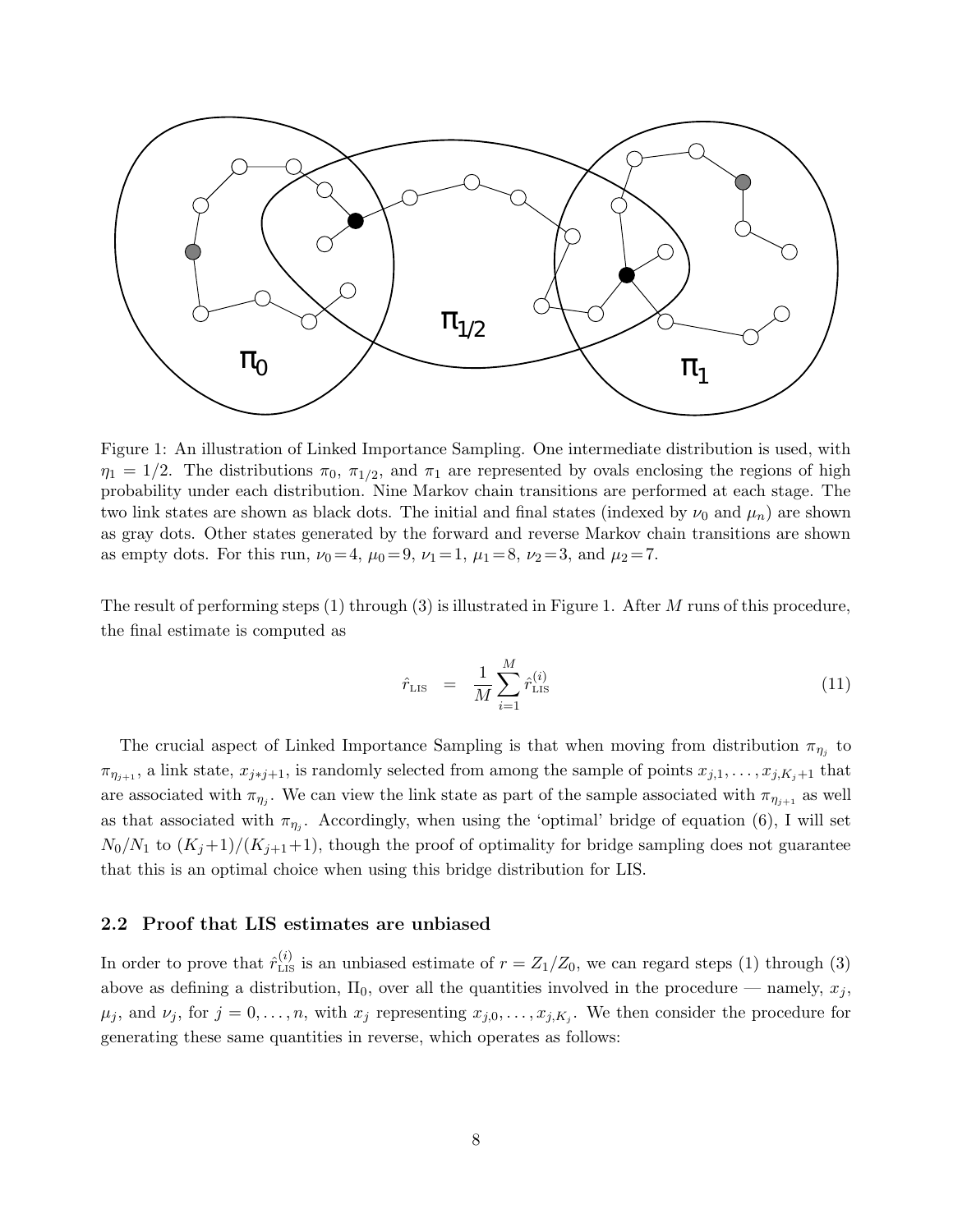Figure 1: An illustration of Linked Importance Sampling. One intermediate distribution is used, with $\eta_1 = 1/2$. The distributions $\pi_0$, $\pi_{1/2}$, and $\pi_1$ are represented by ovals enclosing the regions of high probability under each distribution. Nine Markov chain transitions are performed at each stage. The two link states are shown as black dots. The initial and final states (indexed by $\nu_0$ and $\mu_n$) are shown as gray dots. Other states generated by the forward and reverse Markov chain transitions are shown as empty dots. For this run, $\nu_0 = 4$, $\mu_0 = 9$, $\nu_1 = 1$, $\mu_1 = 8$, $\nu_2 = 3$, and $\mu_2 = 7$.

The result of performing steps (1) through (3) is illustrated in Figure 1. After $M$ runs of this procedure, the final estimate is computed as

$$\hat{r}_{\text{LIS}} = \frac{1}{M} \sum_{i=1}^{M} \hat{r}_{\text{LIS}}^{(i)} \tag{11}$$

The crucial aspect of Linked Importance Sampling is that when moving from distribution $\pi_{\eta_j}$ to $\pi_{\eta_{j+1}}$, a link state, $x_{j*j+1}$, is randomly selected from among the sample of points $x_{j,1}, \ldots, x_{j,K_j+1}$ that are associated with $\pi_{\eta_j}$. We can view the link state as part of the sample associated with $\pi_{\eta_{j+1}}$ as well as that associated with $\pi_{\eta_j}$. Accordingly, when using the 'optimal' bridge of equation (6), I will set $N_0/N_1$ to $(K_j+1)/(K_{j+1}+1)$, though the proof of optimality for bridge sampling does not guarantee that this is an optimal choice when using this bridge distribution for LIS.

### 2.2 Proof that LIS estimates are unbiased

In order to prove that $\hat{r}_{\text{LIS}}^{(i)}$ is an unbiased estimate of $r = Z_1/Z_0$, we can regard steps (1) through (3) above as defining a distribution, $\Pi_0$, over all the quantities involved in the procedure — namely, $x_j$, $\mu_j$, and $\nu_j$, for $j = 0, \ldots, n$, with $x_j$ representing $x_{j,0}, \ldots, x_{j,K_j}$. We then consider the procedure for generating these same quantities in reverse, which operates as follows: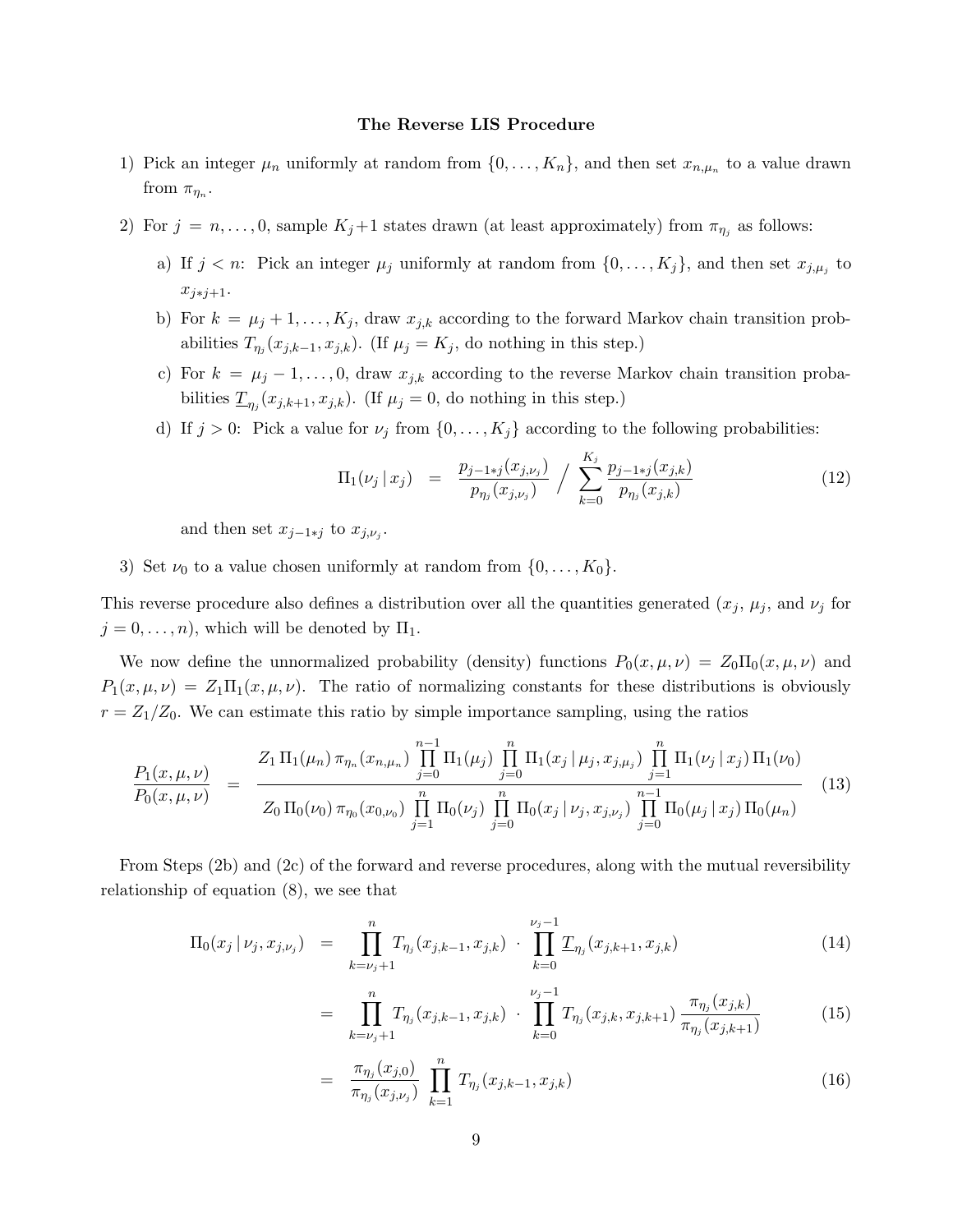**The Reverse LIS Procedure**

1) Pick an integer $\mu_n$ uniformly at random from $\{0, \ldots, K_n\}$, and then set $x_{n,\mu_n}$ to a value drawn from $\pi_{\eta_n}$.

2) For $j = n, \ldots, 0$, sample $K_j+1$ states drawn (at least approximately) from $\pi_{\eta_j}$ as follows:

   a) If $j < n$: Pick an integer $\mu_j$ uniformly at random from $\{0, \ldots, K_j\}$, and then set $x_{j,\mu_j}$ to $x_{j*j+1}$.

   b) For $k = \mu_j+1, \ldots, K_j$, draw $x_{j,k}$ according to the forward Markov chain transition probabilities $T_{\eta_j}(x_{j,k-1}, x_{j,k})$. (If $\mu_j = K_j$, do nothing in this step.)

   c) For $k = \mu_j - 1, \ldots, 0$, draw $x_{j,k}$ according to the reverse Markov chain transition probabilities $\underline{T}_{\eta_j}(x_{j,k+1}, x_{j,k})$. (If $\mu_j = 0$, do nothing in this step.)

   d) If $j > 0$: Pick a value for $\nu_j$ from $\{0, \ldots, K_j\}$ according to the following probabilities:

$$\Pi_1(\nu_j \,|\, x_j) \;=\; \frac{p_{j-1*j}(x_{j,\nu_j})}{p_{\eta_j}(x_{j,\nu_j})} \;\Big/\; \sum_{k=0}^{K_j} \frac{p_{j-1*j}(x_{j,k})}{p_{\eta_j}(x_{j,k})} \tag{12}$$

   and then set $x_{j-1*j}$ to $x_{j,\nu_j}$.

3) Set $\nu_0$ to a value chosen uniformly at random from $\{0, \ldots, K_0\}$.

This reverse procedure also defines a distribution over all the quantities generated ($x_j$, $\mu_j$, and $\nu_j$ for $j = 0, \ldots, n$), which will be denoted by $\Pi_1$.

We now define the unnormalized probability (density) functions $P_0(x, \mu, \nu) = Z_0 \Pi_0(x, \mu, \nu)$ and $P_1(x, \mu, \nu) = Z_1 \Pi_1(x, \mu, \nu)$. The ratio of normalizing constants for these distributions is obviously $r = Z_1/Z_0$. We can estimate this ratio by simple importance sampling, using the ratios

$$\frac{P_1(x,\mu,\nu)}{P_0(x,\mu,\nu)} \;=\; \frac{Z_1\, \Pi_1(\mu_n)\, \pi_{\eta_n}(x_{n,\mu_n}) \displaystyle\prod_{j=0}^{n-1} \Pi_1(\mu_j) \prod_{j=0}^{n} \Pi_1(x_j \,|\, \mu_j, x_{j,\mu_j}) \prod_{j=1}^{n} \Pi_1(\nu_j \,|\, x_j)\, \Pi_1(\nu_0)}{Z_0\, \Pi_0(\nu_0)\, \pi_{\eta_0}(x_{0,\nu_0}) \displaystyle\prod_{j=1}^{n} \Pi_0(\nu_j) \prod_{j=0}^{n} \Pi_0(x_j \,|\, \nu_j, x_{j,\nu_j}) \prod_{j=0}^{n-1} \Pi_0(\mu_j \,|\, x_j)\, \Pi_0(\mu_n)} \tag{13}$$

From Steps (2b) and (2c) of the forward and reverse procedures, along with the mutual reversibility relationship of equation (8), we see that

$$\Pi_0(x_j \,|\, \nu_j, x_{j,\nu_j}) \;=\; \prod_{k=\nu_j+1}^{n} T_{\eta_j}(x_{j,k-1}, x_{j,k}) \;\cdot\; \prod_{k=0}^{\nu_j-1} \underline{T}_{\eta_j}(x_{j,k+1}, x_{j,k}) \tag{14}$$

$$=\; \prod_{k=\nu_j+1}^{n} T_{\eta_j}(x_{j,k-1}, x_{j,k}) \;\cdot\; \prod_{k=0}^{\nu_j-1} T_{\eta_j}(x_{j,k}, x_{j,k+1}) \,\frac{\pi_{\eta_j}(x_{j,k})}{\pi_{\eta_j}(x_{j,k+1})} \tag{15}$$

$$=\; \frac{\pi_{\eta_j}(x_{j,0})}{\pi_{\eta_j}(x_{j,\nu_j})} \prod_{k=1}^{n} T_{\eta_j}(x_{j,k-1}, x_{j,k}) \tag{16}$$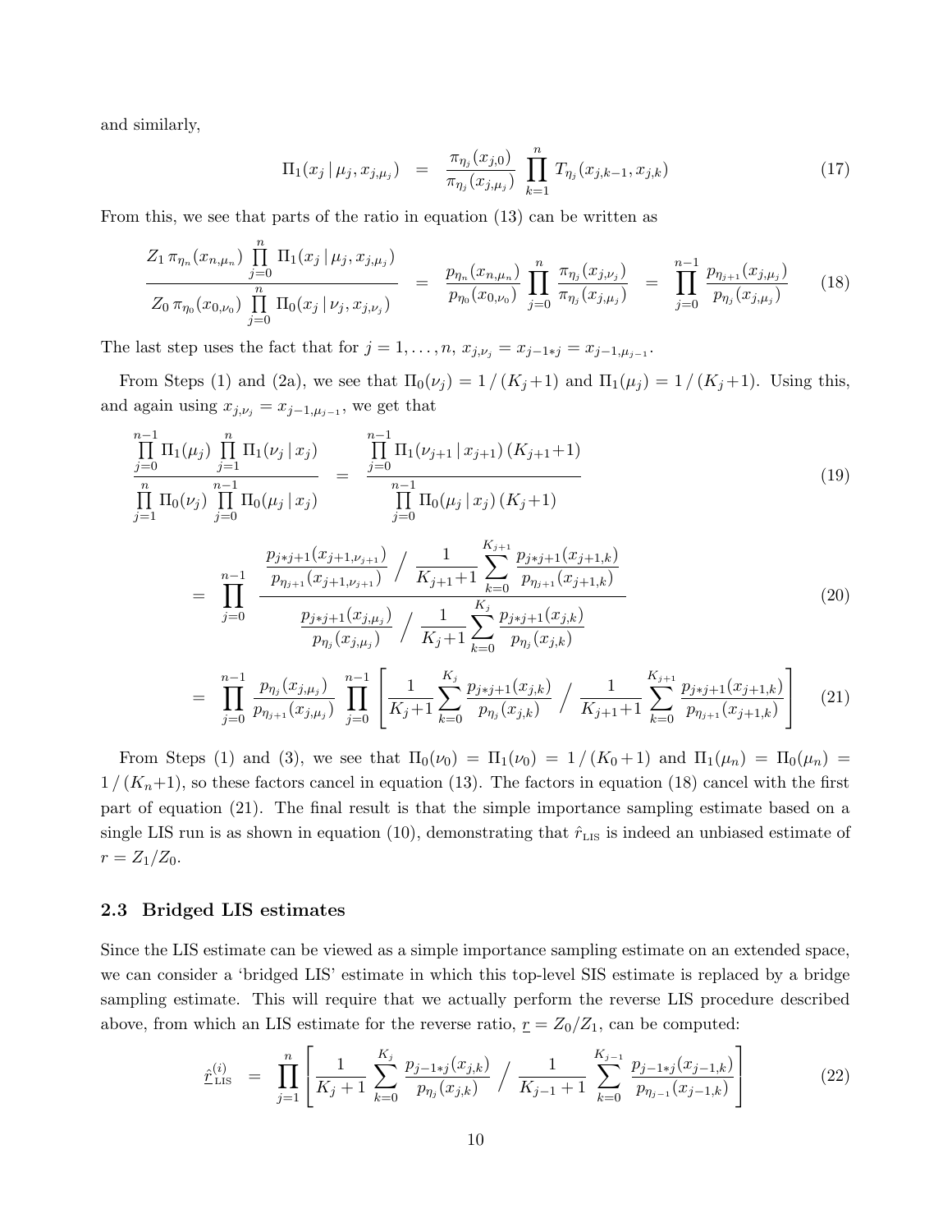and similarly,

$$\Pi_1(x_j \,|\, \mu_j, x_{j,\mu_j}) \;\;=\;\; \frac{\pi_{\eta_j}(x_{j,0})}{\pi_{\eta_j}(x_{j,\mu_j})} \prod_{k=1}^{n} T_{\eta_j}(x_{j,k-1}, x_{j,k}) \tag{17}$$

From this, we see that parts of the ratio in equation (13) can be written as

$$\frac{Z_1\, \pi_{\eta_n}(x_{n,\mu_n}) \prod\limits_{j=0}^{n} \Pi_1(x_j \,|\, \mu_j, x_{j,\mu_j})}{Z_0\, \pi_{\eta_0}(x_{0,\nu_0}) \prod\limits_{j=0}^{n} \Pi_0(x_j \,|\, \nu_j, x_{j,\nu_j})} \;=\; \frac{p_{\eta_n}(x_{n,\mu_n})}{p_{\eta_0}(x_{0,\nu_0})} \prod_{j=0}^{n} \frac{\pi_{\eta_j}(x_{j,\nu_j})}{\pi_{\eta_j}(x_{j,\mu_j})} \;=\; \prod_{j=0}^{n-1} \frac{p_{\eta_{j+1}}(x_{j,\mu_j})}{p_{\eta_j}(x_{j,\mu_j})} \tag{18}$$

The last step uses the fact that for $j = 1, \ldots, n$, $x_{j,\nu_j} = x_{j-1*j} = x_{j-1,\mu_{j-1}}$.

From Steps (1) and (2a), we see that $\Pi_0(\nu_j) = 1\,/\,(K_j\!+\!1)$ and $\Pi_1(\mu_j) = 1\,/\,(K_j\!+\!1)$. Using this, and again using $x_{j,\nu_j} = x_{j-1,\mu_{j-1}}$, we get that

$$\frac{\prod\limits_{j=0}^{n-1} \Pi_1(\mu_j) \prod\limits_{j=1}^{n} \Pi_1(\nu_j \,|\, x_j)}{\prod\limits_{j=1}^{n} \Pi_0(\nu_j) \prod\limits_{j=0}^{n-1} \Pi_0(\mu_j \,|\, x_j)} \;=\; \frac{\prod\limits_{j=0}^{n-1} \Pi_1(\nu_{j+1} \,|\, x_{j+1})\,(K_{j+1}\!+\!1)}{\prod\limits_{j=0}^{n-1} \Pi_0(\mu_j \,|\, x_j)\,(K_j\!+\!1)} \tag{19}$$

$$= \prod_{j=0}^{n-1} \frac{\dfrac{p_{j*j+1}(x_{j+1,\nu_{j+1}})}{p_{\eta_{j+1}}(x_{j+1,\nu_{j+1}})} \Big/ \dfrac{1}{K_{j+1}\!+\!1} \displaystyle\sum_{k=0}^{K_{j+1}} \dfrac{p_{j*j+1}(x_{j+1,k})}{p_{\eta_{j+1}}(x_{j+1,k})}}{\dfrac{p_{j*j+1}(x_{j,\mu_j})}{p_{\eta_j}(x_{j,\mu_j})} \Big/ \dfrac{1}{K_j\!+\!1} \displaystyle\sum_{k=0}^{K_j} \dfrac{p_{j*j+1}(x_{j,k})}{p_{\eta_j}(x_{j,k})}} \tag{20}$$

$$= \prod_{j=0}^{n-1} \frac{p_{\eta_j}(x_{j,\mu_j})}{p_{\eta_{j+1}}(x_{j,\mu_j})} \prod_{j=0}^{n-1} \left[ \frac{1}{K_j\!+\!1} \sum_{k=0}^{K_j} \frac{p_{j*j+1}(x_{j,k})}{p_{\eta_j}(x_{j,k})} \Big/ \frac{1}{K_{j+1}\!+\!1} \sum_{k=0}^{K_{j+1}} \frac{p_{j*j+1}(x_{j+1,k})}{p_{\eta_{j+1}}(x_{j+1,k})} \right] \tag{21}$$

From Steps (1) and (3), we see that $\Pi_0(\nu_0) = \Pi_1(\nu_0) = 1\,/\,(K_0\!+\!1)$ and $\Pi_1(\mu_n) = \Pi_0(\mu_n) = 1\,/\,(K_n\!+\!1)$, so these factors cancel in equation (13). The factors in equation (18) cancel with the first part of equation (21). The final result is that the simple importance sampling estimate based on a single LIS run is as shown in equation (10), demonstrating that $\hat{r}_{\text{LIS}}$ is indeed an unbiased estimate of $r = Z_1/Z_0$.

### 2.3 Bridged LIS estimates

Since the LIS estimate can be viewed as a simple importance sampling estimate on an extended space, we can consider a 'bridged LIS' estimate in which this top-level SIS estimate is replaced by a bridge sampling estimate. This will require that we actually perform the reverse LIS procedure described above, from which an LIS estimate for the reverse ratio, $\underline{r} = Z_0/Z_1$, can be computed:

$$\hat{\underline{r}}_{\text{LIS}}^{(i)} \;\;=\;\; \prod_{j=1}^{n} \left[ \frac{1}{K_j+1} \sum_{k=0}^{K_j} \frac{p_{j-1*j}(x_{j,k})}{p_{\eta_j}(x_{j,k})} \Big/ \frac{1}{K_{j-1}+1} \sum_{k=0}^{K_{j-1}} \frac{p_{j-1*j}(x_{j-1,k})}{p_{\eta_{j-1}}(x_{j-1,k})} \right] \tag{22}$$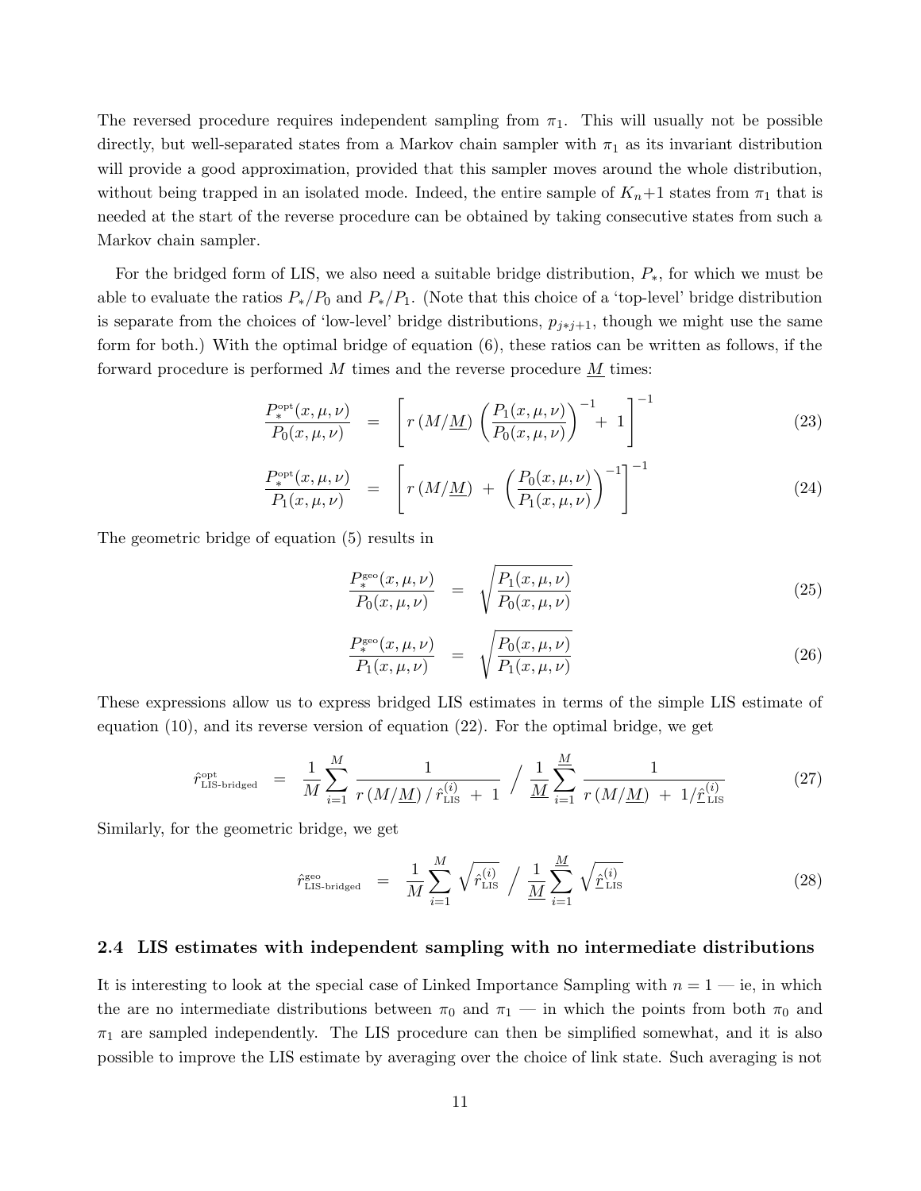The reversed procedure requires independent sampling from $\pi_1$. This will usually not be possible directly, but well-separated states from a Markov chain sampler with $\pi_1$ as its invariant distribution will provide a good approximation, provided that this sampler moves around the whole distribution, without being trapped in an isolated mode. Indeed, the entire sample of $K_n+1$ states from $\pi_1$ that is needed at the start of the reverse procedure can be obtained by taking consecutive states from such a Markov chain sampler.

For the bridged form of LIS, we also need a suitable bridge distribution, $P_*$, for which we must be able to evaluate the ratios $P_*/P_0$ and $P_*/P_1$. (Note that this choice of a 'top-level' bridge distribution is separate from the choices of 'low-level' bridge distributions, $p_{j*j+1}$, though we might use the same form for both.) With the optimal bridge of equation (6), these ratios can be written as follows, if the forward procedure is performed $M$ times and the reverse procedure $\underline{M}$ times:

$$\frac{P_*^{\text{opt}}(x,\mu,\nu)}{P_0(x,\mu,\nu)} \;=\; \left[ r\,(M/\underline{M}) \left(\frac{P_1(x,\mu,\nu)}{P_0(x,\mu,\nu)}\right)^{-1} +\; 1 \right]^{-1} \tag{23}$$

$$\frac{P_*^{\text{opt}}(x,\mu,\nu)}{P_1(x,\mu,\nu)} \;=\; \left[ r\,(M/\underline{M}) \;+\; \left(\frac{P_0(x,\mu,\nu)}{P_1(x,\mu,\nu)}\right)^{-1} \right]^{-1} \tag{24}$$

The geometric bridge of equation (5) results in

$$\frac{P_*^{\text{geo}}(x,\mu,\nu)}{P_0(x,\mu,\nu)} \;=\; \sqrt{\frac{P_1(x,\mu,\nu)}{P_0(x,\mu,\nu)}} \tag{25}$$

$$\frac{P_*^{\text{geo}}(x,\mu,\nu)}{P_1(x,\mu,\nu)} \;=\; \sqrt{\frac{P_0(x,\mu,\nu)}{P_1(x,\mu,\nu)}} \tag{26}$$

These expressions allow us to express bridged LIS estimates in terms of the simple LIS estimate of equation (10), and its reverse version of equation (22). For the optimal bridge, we get

$$\hat{r}^{\text{opt}}_{\text{LIS-bridged}} \;=\; \frac{1}{M}\sum_{i=1}^{M} \frac{1}{r\,(M/\underline{M})\,/\,\hat{r}^{(i)}_{\text{LIS}} \;+\; 1} \;\Big/\; \frac{1}{\underline{M}}\sum_{i=1}^{\underline{M}} \frac{1}{r\,(M/\underline{M}) \;+\; 1/\underline{\hat{r}}^{(i)}_{\text{LIS}}} \tag{27}$$

Similarly, for the geometric bridge, we get

$$\hat{r}^{\text{geo}}_{\text{LIS-bridged}} \;=\; \frac{1}{M}\sum_{i=1}^{M} \sqrt{\hat{r}^{(i)}_{\text{LIS}}} \;\Big/\; \frac{1}{\underline{M}}\sum_{i=1}^{\underline{M}} \sqrt{\underline{\hat{r}}^{(i)}_{\text{LIS}}} \tag{28}$$

### 2.4 LIS estimates with independent sampling with no intermediate distributions

It is interesting to look at the special case of Linked Importance Sampling with $n = 1$ — ie, in which the are no intermediate distributions between $\pi_0$ and $\pi_1$ — in which the points from both $\pi_0$ and $\pi_1$ are sampled independently. The LIS procedure can then be simplified somewhat, and it is also possible to improve the LIS estimate by averaging over the choice of link state. Such averaging is not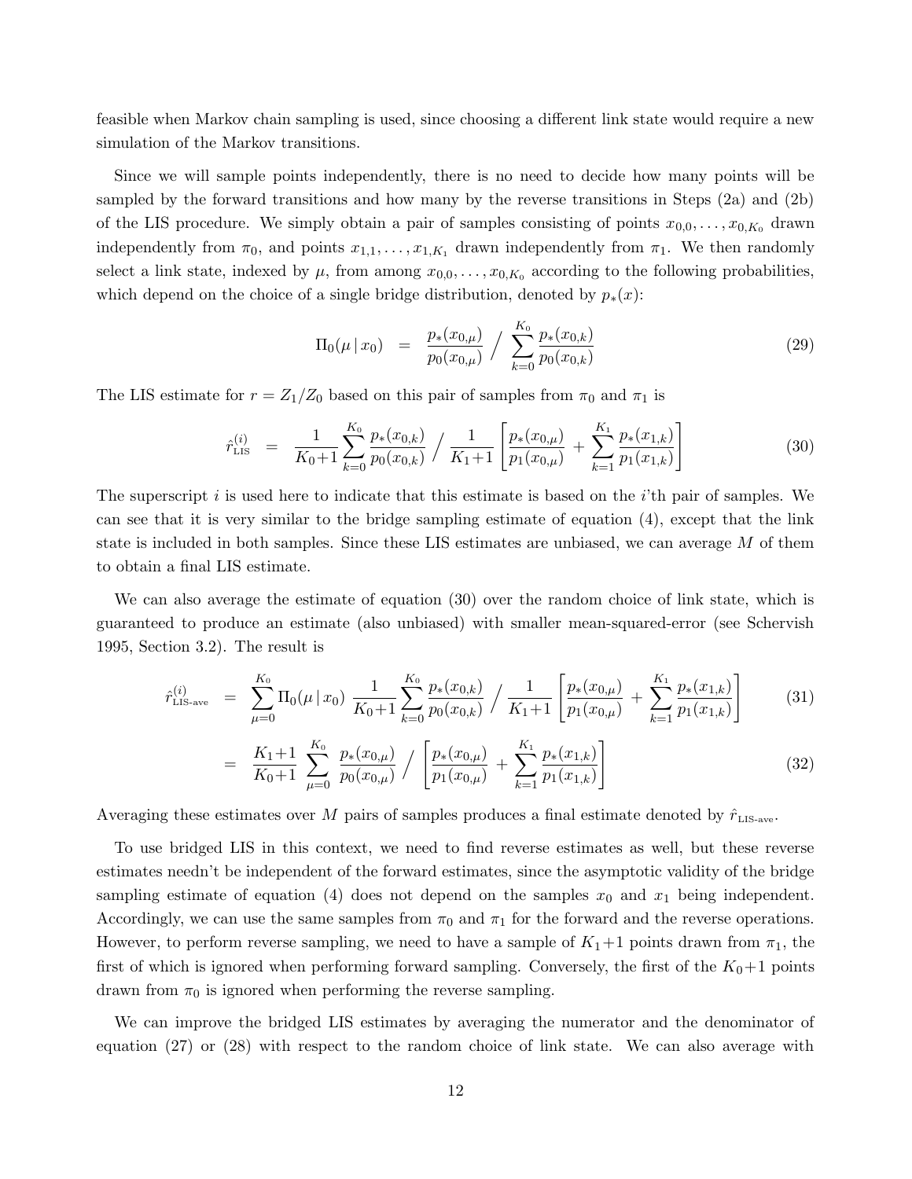feasible when Markov chain sampling is used, since choosing a different link state would require a new simulation of the Markov transitions.

Since we will sample points independently, there is no need to decide how many points will be sampled by the forward transitions and how many by the reverse transitions in Steps (2a) and (2b) of the LIS procedure. We simply obtain a pair of samples consisting of points $x_{0,0}, \ldots, x_{0,K_0}$ drawn independently from $\pi_0$, and points $x_{1,1}, \ldots, x_{1,K_1}$ drawn independently from $\pi_1$. We then randomly select a link state, indexed by $\mu$, from among $x_{0,0}, \ldots, x_{0,K_0}$ according to the following probabilities, which depend on the choice of a single bridge distribution, denoted by $p_*(x)$:

$$\Pi_0(\mu \,|\, x_0) \;\;=\;\; \frac{p_*(x_{0,\mu})}{p_0(x_{0,\mu})} \Big/ \sum_{k=0}^{K_0} \frac{p_*(x_{0,k})}{p_0(x_{0,k})} \tag{29}$$

The LIS estimate for $r = Z_1/Z_0$ based on this pair of samples from $\pi_0$ and $\pi_1$ is

$$\hat{r}^{(i)}_{\text{LIS}} \;\;=\;\; \frac{1}{K_0\!+\!1} \sum_{k=0}^{K_0} \frac{p_*(x_{0,k})}{p_0(x_{0,k})} \Big/ \frac{1}{K_1\!+\!1} \left[ \frac{p_*(x_{0,\mu})}{p_1(x_{0,\mu})} \;+\; \sum_{k=1}^{K_1} \frac{p_*(x_{1,k})}{p_1(x_{1,k})} \right] \tag{30}$$

The superscript $i$ is used here to indicate that this estimate is based on the $i$'th pair of samples. We can see that it is very similar to the bridge sampling estimate of equation (4), except that the link state is included in both samples. Since these LIS estimates are unbiased, we can average $M$ of them to obtain a final LIS estimate.

We can also average the estimate of equation (30) over the random choice of link state, which is guaranteed to produce an estimate (also unbiased) with smaller mean-squared-error (see Schervish 1995, Section 3.2). The result is

$$\hat{r}^{(i)}_{\text{LIS-ave}} \;\;=\;\; \sum_{\mu=0}^{K_0} \Pi_0(\mu \,|\, x_0) \; \frac{1}{K_0\!+\!1} \sum_{k=0}^{K_0} \frac{p_*(x_{0,k})}{p_0(x_{0,k})} \Big/ \frac{1}{K_1\!+\!1} \left[ \frac{p_*(x_{0,\mu})}{p_1(x_{0,\mu})} \;+\; \sum_{k=1}^{K_1} \frac{p_*(x_{1,k})}{p_1(x_{1,k})} \right] \tag{31}$$

$$\;\;=\;\; \frac{K_1\!+\!1}{K_0\!+\!1} \; \sum_{\mu=0}^{K_0} \frac{p_*(x_{0,\mu})}{p_0(x_{0,\mu})} \Big/ \left[ \frac{p_*(x_{0,\mu})}{p_1(x_{0,\mu})} \;+\; \sum_{k=1}^{K_1} \frac{p_*(x_{1,k})}{p_1(x_{1,k})} \right] \tag{32}$$

Averaging these estimates over $M$ pairs of samples produces a final estimate denoted by $\hat{r}_{\text{LIS-ave}}$.

To use bridged LIS in this context, we need to find reverse estimates as well, but these reverse estimates needn't be independent of the forward estimates, since the asymptotic validity of the bridge sampling estimate of equation (4) does not depend on the samples $x_0$ and $x_1$ being independent. Accordingly, we can use the same samples from $\pi_0$ and $\pi_1$ for the forward and the reverse operations. However, to perform reverse sampling, we need to have a sample of $K_1\!+\!1$ points drawn from $\pi_1$, the first of which is ignored when performing forward sampling. Conversely, the first of the $K_0\!+\!1$ points drawn from $\pi_0$ is ignored when performing the reverse sampling.

We can improve the bridged LIS estimates by averaging the numerator and the denominator of equation (27) or (28) with respect to the random choice of link state. We can also average with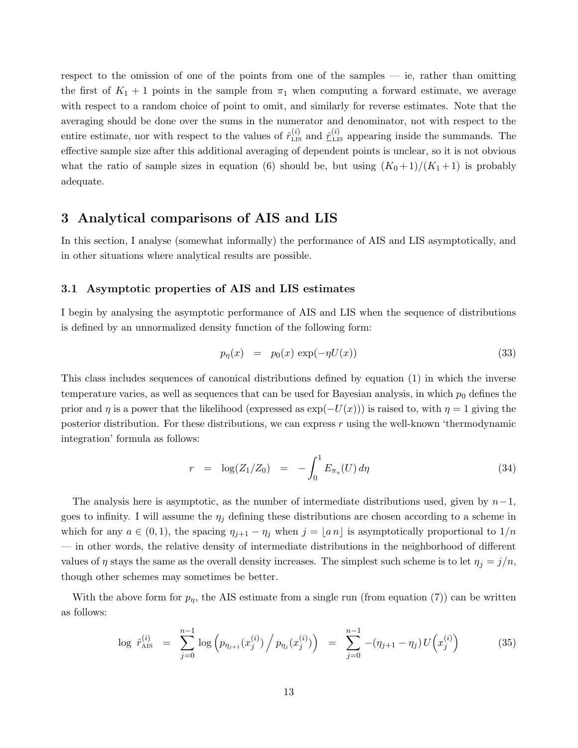respect to the omission of one of the points from one of the samples — ie, rather than omitting the first of $K_1 + 1$ points in the sample from $\pi_1$ when computing a forward estimate, we average with respect to a random choice of point to omit, and similarly for reverse estimates. Note that the averaging should be done over the sums in the numerator and denominator, not with respect to the entire estimate, nor with respect to the values of $\hat{r}^{(i)}_{\text{LIS}}$ and $\hat{\underline{r}}^{(i)}_{\text{LIS}}$ appearing inside the summands. The effective sample size after this additional averaging of dependent points is unclear, so it is not obvious what the ratio of sample sizes in equation (6) should be, but using $(K_0+1)/(K_1+1)$ is probably adequate.

## 3 Analytical comparisons of AIS and LIS

In this section, I analyse (somewhat informally) the performance of AIS and LIS asymptotically, and in other situations where analytical results are possible.

### 3.1 Asymptotic properties of AIS and LIS estimates

I begin by analysing the asymptotic performance of AIS and LIS when the sequence of distributions is defined by an unnormalized density function of the following form:

$$p_\eta(x) \quad = \quad p_0(x) \, \exp(-\eta U(x)) \tag{33}$$

This class includes sequences of canonical distributions defined by equation (1) in which the inverse temperature varies, as well as sequences that can be used for Bayesian analysis, in which $p_0$ defines the prior and $\eta$ is a power that the likelihood (expressed as $\exp(-U(x))$) is raised to, with $\eta = 1$ giving the posterior distribution. For these distributions, we can express $r$ using the well-known 'thermodynamic integration' formula as follows:

$$r \quad = \quad \log(Z_1/Z_0) \quad = \quad -\int_0^1 E_{\pi_\eta}(U) \, d\eta \tag{34}$$

The analysis here is asymptotic, as the number of intermediate distributions used, given by $n-1$, goes to infinity. I will assume the $\eta_j$ defining these distributions are chosen according to a scheme in which for any $a \in (0,1)$, the spacing $\eta_{j+1} - \eta_j$ when $j = \lfloor a\, n \rfloor$ is asymptotically proportional to $1/n$ — in other words, the relative density of intermediate distributions in the neighborhood of different values of $\eta$ stays the same as the overall density increases. The simplest such scheme is to let $\eta_j = j/n$, though other schemes may sometimes be better.

With the above form for $p_\eta$, the AIS estimate from a single run (from equation (7)) can be written as follows:

$$\log \; \hat{r}^{(i)}_{\text{AIS}} \quad = \quad \sum_{j=0}^{n-1} \log\Big( p_{\eta_{j+1}}(x^{(i)}_j) \Big/ p_{\eta_j}(x^{(i)}_j) \Big) \quad = \quad \sum_{j=0}^{n-1} -(\eta_{j+1} - \eta_j)\, U\Big(x^{(i)}_j\Big) \tag{35}$$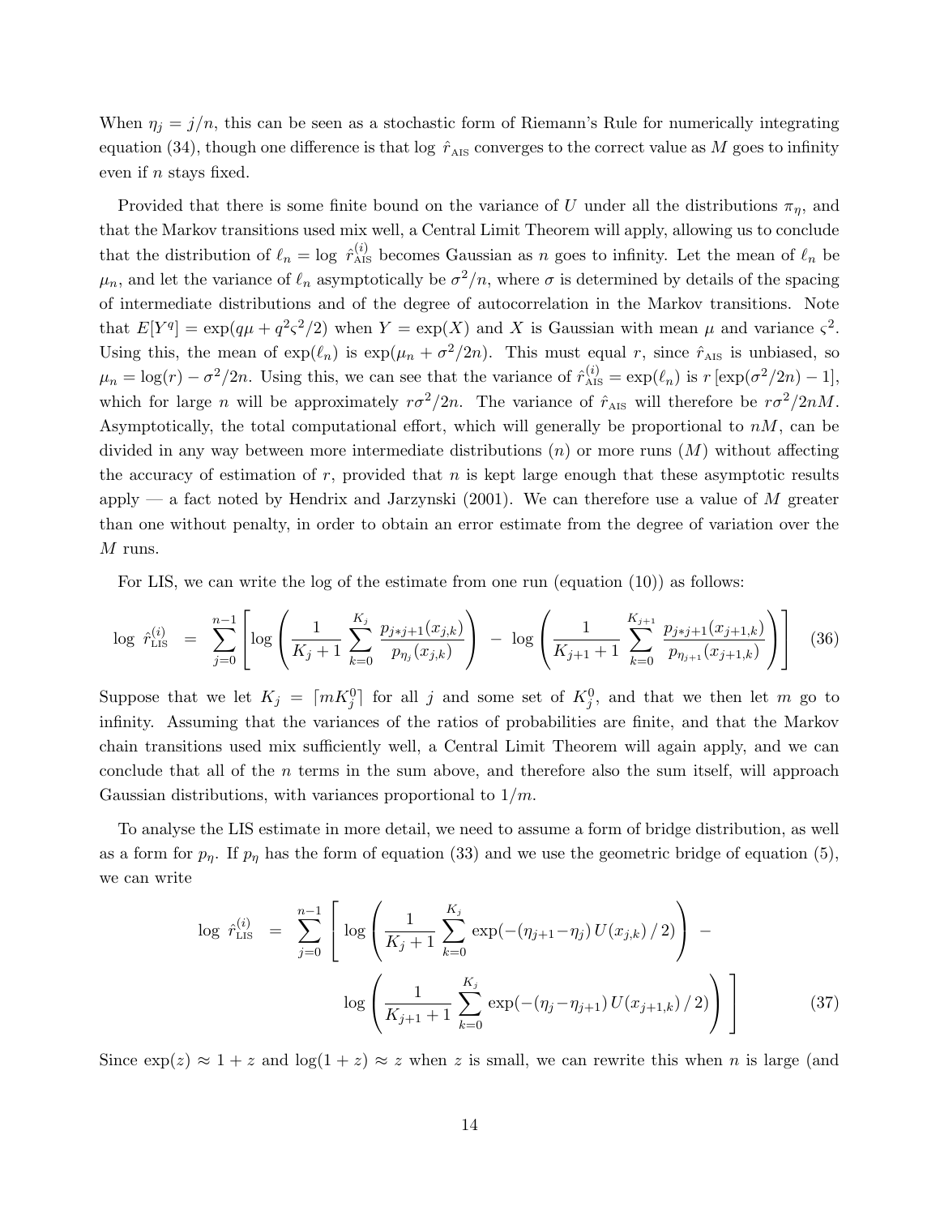When $\eta_j = j/n$, this can be seen as a stochastic form of Riemann's Rule for numerically integrating equation (34), though one difference is that $\log\, \hat{r}_{\text{AIS}}$ converges to the correct value as $M$ goes to infinity even if $n$ stays fixed.

Provided that there is some finite bound on the variance of $U$ under all the distributions $\pi_\eta$, and that the Markov transitions used mix well, a Central Limit Theorem will apply, allowing us to conclude that the distribution of $\ell_n = \log\, \hat{r}^{(i)}_{\text{AIS}}$ becomes Gaussian as $n$ goes to infinity. Let the mean of $\ell_n$ be $\mu_n$, and let the variance of $\ell_n$ asymptotically be $\sigma^2/n$, where $\sigma$ is determined by details of the spacing of intermediate distributions and of the degree of autocorrelation in the Markov transitions. Note that $E[Y^q] = \exp(q\mu + q^2\varsigma^2/2)$ when $Y = \exp(X)$ and $X$ is Gaussian with mean $\mu$ and variance $\varsigma^2$. Using this, the mean of $\exp(\ell_n)$ is $\exp(\mu_n + \sigma^2/2n)$. This must equal $r$, since $\hat{r}_{\text{AIS}}$ is unbiased, so $\mu_n = \log(r) - \sigma^2/2n$. Using this, we can see that the variance of $\hat{r}^{(i)}_{\text{AIS}} = \exp(\ell_n)$ is $r\,[\exp(\sigma^2/2n) - 1]$, which for large $n$ will be approximately $r\sigma^2/2n$. The variance of $\hat{r}_{\text{AIS}}$ will therefore be $r\sigma^2/2nM$. Asymptotically, the total computational effort, which will generally be proportional to $nM$, can be divided in any way between more intermediate distributions ($n$) or more runs ($M$) without affecting the accuracy of estimation of $r$, provided that $n$ is kept large enough that these asymptotic results apply — a fact noted by Hendrix and Jarzynski (2001). We can therefore use a value of $M$ greater than one without penalty, in order to obtain an error estimate from the degree of variation over the $M$ runs.

For LIS, we can write the log of the estimate from one run (equation (10)) as follows:

$$\log\, \hat{r}^{(i)}_{\text{LIS}} \;=\; \sum_{j=0}^{n-1} \left[ \log\left( \frac{1}{K_j+1} \sum_{k=0}^{K_j} \frac{p_{j*j+1}(x_{j,k})}{p_{\eta_j}(x_{j,k})} \right) \;-\; \log\left( \frac{1}{K_{j+1}+1} \sum_{k=0}^{K_{j+1}} \frac{p_{j*j+1}(x_{j+1,k})}{p_{\eta_{j+1}}(x_{j+1,k})} \right) \right] \tag{36}$$

Suppose that we let $K_j = \lceil m K_j^0 \rceil$ for all $j$ and some set of $K_j^0$, and that we then let $m$ go to infinity. Assuming that the variances of the ratios of probabilities are finite, and that the Markov chain transitions used mix sufficiently well, a Central Limit Theorem will again apply, and we can conclude that all of the $n$ terms in the sum above, and therefore also the sum itself, will approach Gaussian distributions, with variances proportional to $1/m$.

To analyse the LIS estimate in more detail, we need to assume a form of bridge distribution, as well as a form for $p_\eta$. If $p_\eta$ has the form of equation (33) and we use the geometric bridge of equation (5), we can write

$$\begin{aligned}\log\, \hat{r}^{(i)}_{\text{LIS}} \;=\; \sum_{j=0}^{n-1} \Bigg[ & \log\left( \frac{1}{K_j+1} \sum_{k=0}^{K_j} \exp(-(\eta_{j+1}-\eta_j)\, U(x_{j,k})\,/\,2) \right) \;- \\ & \log\left( \frac{1}{K_{j+1}+1} \sum_{k=0}^{K_j} \exp(-(\eta_j-\eta_{j+1})\, U(x_{j+1,k})\,/\,2) \right) \Bigg] \end{aligned} \tag{37}$$

Since $\exp(z) \approx 1 + z$ and $\log(1+z) \approx z$ when $z$ is small, we can rewrite this when $n$ is large (and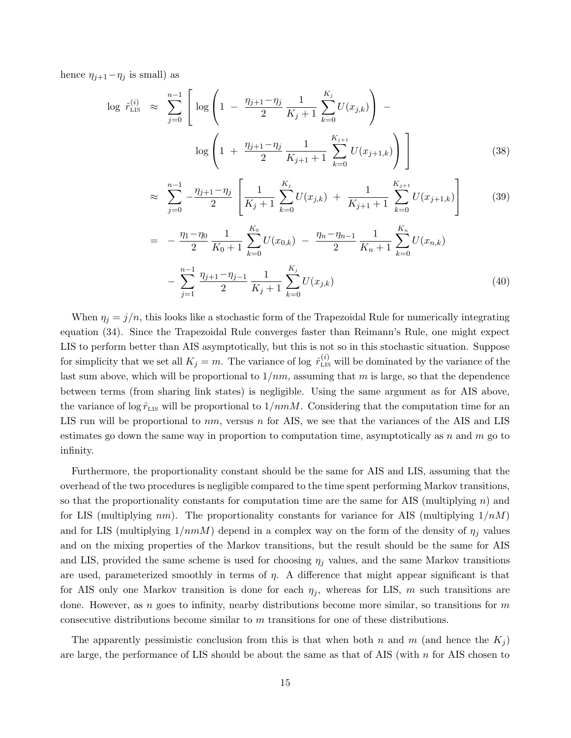hence $\eta_{j+1} - \eta_j$ is small) as

$$
\begin{aligned}
\log\, \hat{r}^{(i)}_{\text{LIS}} \;&\approx\; \sum_{j=0}^{n-1} \left[ \log\left(1 \;-\; \frac{\eta_{j+1}-\eta_j}{2}\, \frac{1}{K_j+1} \sum_{k=0}^{K_j} U(x_{j,k})\right) \;- \right. \\
&\qquad\qquad \left. \log\left(1 \;+\; \frac{\eta_{j+1}-\eta_j}{2}\, \frac{1}{K_{j+1}+1} \sum_{k=0}^{K_{j+1}} U(x_{j+1,k})\right) \right] \qquad (38)
\end{aligned}
$$

$$
\approx\; \sum_{j=0}^{n-1} -\frac{\eta_{j+1}-\eta_j}{2} \left[ \frac{1}{K_j+1} \sum_{k=0}^{K_j} U(x_{j,k}) \;+\; \frac{1}{K_{j+1}+1} \sum_{k=0}^{K_{j+1}} U(x_{j+1,k}) \right] \qquad (39)
$$

$$
\begin{aligned}
&=\; -\,\frac{\eta_1-\eta_0}{2}\, \frac{1}{K_0+1} \sum_{k=0}^{K_0} U(x_{0,k}) \;-\; \frac{\eta_n-\eta_{n-1}}{2}\, \frac{1}{K_n+1} \sum_{k=0}^{K_n} U(x_{n,k}) \\
&\qquad -\; \sum_{j=1}^{n-1} \frac{\eta_{j+1}-\eta_{j-1}}{2}\, \frac{1}{K_j+1} \sum_{k=0}^{K_j} U(x_{j,k}) \qquad (40)
\end{aligned}
$$

When $\eta_j = j/n$, this looks like a stochastic form of the Trapezoidal Rule for numerically integrating equation (34). Since the Trapezoidal Rule converges faster than Reimann's Rule, one might expect LIS to perform better than AIS asymptotically, but this is not so in this stochastic situation. Suppose for simplicity that we set all $K_j = m$. The variance of $\log\, \hat{r}^{(i)}_{\text{LIS}}$ will be dominated by the variance of the last sum above, which will be proportional to $1/nm$, assuming that $m$ is large, so that the dependence between terms (from sharing link states) is negligible. Using the same argument as for AIS above, the variance of $\log \hat{r}_{\text{LIS}}$ will be proportional to $1/nmM$. Considering that the computation time for an LIS run will be proportional to $nm$, versus $n$ for AIS, we see that the variances of the AIS and LIS estimates go down the same way in proportion to computation time, asymptotically as $n$ and $m$ go to infinity.

Furthermore, the proportionality constant should be the same for AIS and LIS, assuming that the overhead of the two procedures is negligible compared to the time spent performing Markov transitions, so that the proportionality constants for computation time are the same for AIS (multiplying $n$) and for LIS (multiplying $nm$). The proportionality constants for variance for AIS (multiplying $1/nM$) and for LIS (multiplying $1/nmM$) depend in a complex way on the form of the density of $\eta_j$ values and on the mixing properties of the Markov transitions, but the result should be the same for AIS and LIS, provided the same scheme is used for choosing $\eta_j$ values, and the same Markov transitions are used, parameterized smoothly in terms of $\eta$. A difference that might appear significant is that for AIS only one Markov transition is done for each $\eta_j$, whereas for LIS, $m$ such transitions are done. However, as $n$ goes to infinity, nearby distributions become more similar, so transitions for $m$ consecutive distributions become similar to $m$ transitions for one of these distributions.

The apparently pessimistic conclusion from this is that when both $n$ and $m$ (and hence the $K_j$) are large, the performance of LIS should be about the same as that of AIS (with $n$ for AIS chosen to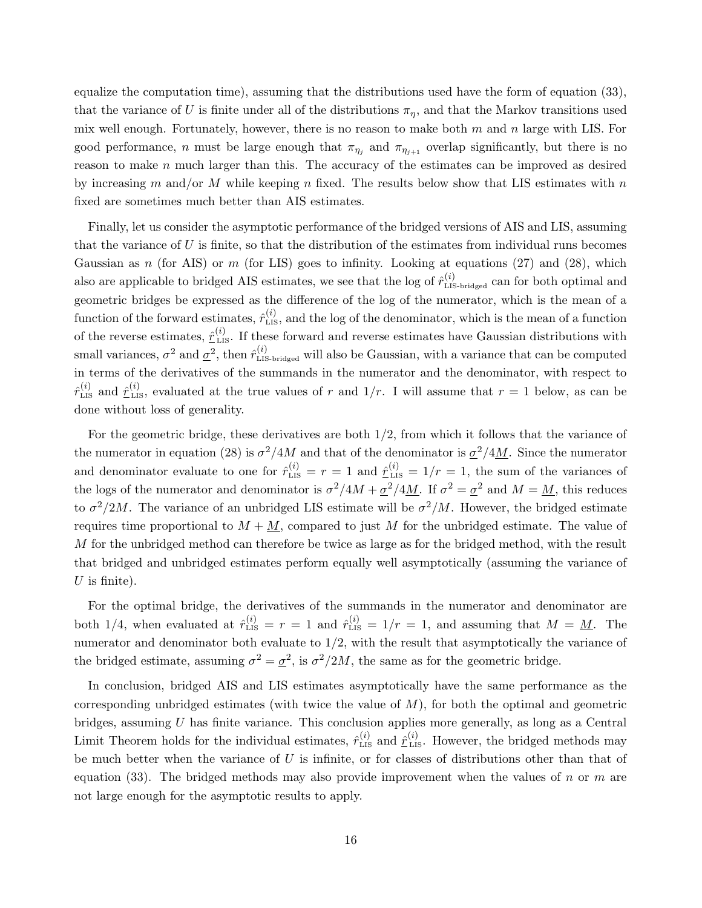equalize the computation time), assuming that the distributions used have the form of equation (33), that the variance of $U$ is finite under all of the distributions $\pi_\eta$, and that the Markov transitions used mix well enough. Fortunately, however, there is no reason to make both $m$ and $n$ large with LIS. For good performance, $n$ must be large enough that $\pi_{\eta_j}$ and $\pi_{\eta_{j+1}}$ overlap significantly, but there is no reason to make $n$ much larger than this. The accuracy of the estimates can be improved as desired by increasing $m$ and/or $M$ while keeping $n$ fixed. The results below show that LIS estimates with $n$ fixed are sometimes much better than AIS estimates.

Finally, let us consider the asymptotic performance of the bridged versions of AIS and LIS, assuming that the variance of $U$ is finite, so that the distribution of the estimates from individual runs becomes Gaussian as $n$ (for AIS) or $m$ (for LIS) goes to infinity. Looking at equations (27) and (28), which also are applicable to bridged AIS estimates, we see that the log of $\hat{r}^{(i)}_{\text{LIS-bridged}}$ can for both optimal and geometric bridges be expressed as the difference of the log of the numerator, which is the mean of a function of the forward estimates, $\hat{r}^{(i)}_{\text{LIS}}$, and the log of the denominator, which is the mean of a function of the reverse estimates, $\hat{\underline{r}}^{(i)}_{\text{LIS}}$. If these forward and reverse estimates have Gaussian distributions with small variances, $\sigma^2$ and $\underline{\sigma}^2$, then $\hat{r}^{(i)}_{\text{LIS-bridged}}$ will also be Gaussian, with a variance that can be computed in terms of the derivatives of the summands in the numerator and the denominator, with respect to $\hat{r}^{(i)}_{\text{LIS}}$ and $\hat{\underline{r}}^{(i)}_{\text{LIS}}$, evaluated at the true values of $r$ and $1/r$. I will assume that $r = 1$ below, as can be done without loss of generality.

For the geometric bridge, these derivatives are both $1/2$, from which it follows that the variance of the numerator in equation (28) is $\sigma^2/4M$ and that of the denominator is $\underline{\sigma}^2/4\underline{M}$. Since the numerator and denominator evaluate to one for $\hat{r}^{(i)}_{\text{LIS}} = r = 1$ and $\hat{\underline{r}}^{(i)}_{\text{LIS}} = 1/r = 1$, the sum of the variances of the logs of the numerator and denominator is $\sigma^2/4M + \underline{\sigma}^2/4\underline{M}$. If $\sigma^2 = \underline{\sigma}^2$ and $M = \underline{M}$, this reduces to $\sigma^2/2M$. The variance of an unbridged LIS estimate will be $\sigma^2/M$. However, the bridged estimate requires time proportional to $M + \underline{M}$, compared to just $M$ for the unbridged estimate. The value of $M$ for the unbridged method can therefore be twice as large as for the bridged method, with the result that bridged and unbridged estimates perform equally well asymptotically (assuming the variance of $U$ is finite).

For the optimal bridge, the derivatives of the summands in the numerator and denominator are both $1/4$, when evaluated at $\hat{r}^{(i)}_{\text{LIS}} = r = 1$ and $\hat{r}^{(i)}_{\text{LIS}} = 1/r = 1$, and assuming that $M = \underline{M}$. The numerator and denominator both evaluate to $1/2$, with the result that asymptotically the variance of the bridged estimate, assuming $\sigma^2 = \underline{\sigma}^2$, is $\sigma^2/2M$, the same as for the geometric bridge.

In conclusion, bridged AIS and LIS estimates asymptotically have the same performance as the corresponding unbridged estimates (with twice the value of $M$), for both the optimal and geometric bridges, assuming $U$ has finite variance. This conclusion applies more generally, as long as a Central Limit Theorem holds for the individual estimates, $\hat{r}^{(i)}_{\text{LIS}}$ and $\hat{\underline{r}}^{(i)}_{\text{LIS}}$. However, the bridged methods may be much better when the variance of $U$ is infinite, or for classes of distributions other than that of equation (33). The bridged methods may also provide improvement when the values of $n$ or $m$ are not large enough for the asymptotic results to apply.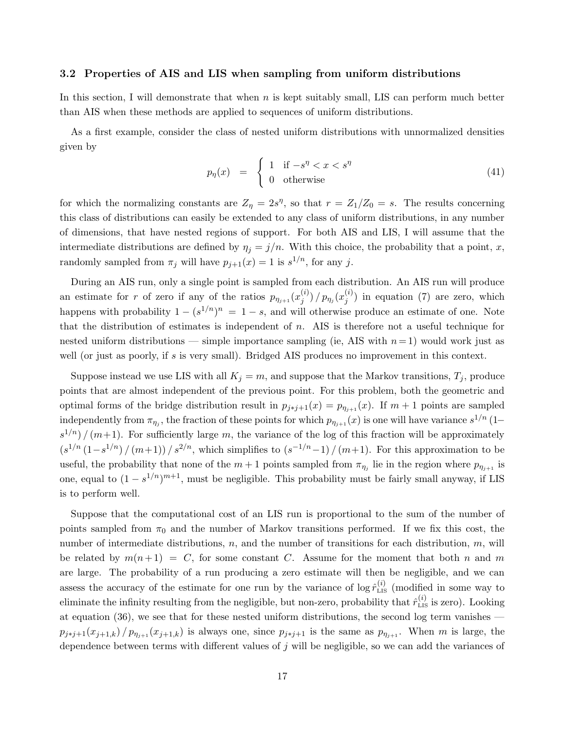### 3.2 Properties of AIS and LIS when sampling from uniform distributions

In this section, I will demonstrate that when $n$ is kept suitably small, LIS can perform much better than AIS when these methods are applied to sequences of uniform distributions.

As a first example, consider the class of nested uniform distributions with unnormalized densities given by

$$p_\eta(x) \;\;=\;\; \begin{cases} 1 & \text{if } -s^\eta < x < s^\eta \\ 0 & \text{otherwise} \end{cases} \tag{41}$$

for which the normalizing constants are $Z_\eta = 2s^\eta$, so that $r = Z_1/Z_0 = s$. The results concerning this class of distributions can easily be extended to any class of uniform distributions, in any number of dimensions, that have nested regions of support. For both AIS and LIS, I will assume that the intermediate distributions are defined by $\eta_j = j/n$. With this choice, the probability that a point, $x$, randomly sampled from $\pi_j$ will have $p_{j+1}(x) = 1$ is $s^{1/n}$, for any $j$.

During an AIS run, only a single point is sampled from each distribution. An AIS run will produce an estimate for $r$ of zero if any of the ratios $p_{\eta_{j+1}}(x_j^{(i)}) \,/\, p_{\eta_j}(x_j^{(i)})$ in equation (7) are zero, which happens with probability $1 - (s^{1/n})^n = 1 - s$, and will otherwise produce an estimate of one. Note that the distribution of estimates is independent of $n$. AIS is therefore not a useful technique for nested uniform distributions — simple importance sampling (ie, AIS with $n = 1$) would work just as well (or just as poorly, if $s$ is very small). Bridged AIS produces no improvement in this context.

Suppose instead we use LIS with all $K_j = m$, and suppose that the Markov transitions, $T_j$, produce points that are almost independent of the previous point. For this problem, both the geometric and optimal forms of the bridge distribution result in $p_{j*j+1}(x) = p_{\eta_{j+1}}(x)$. If $m+1$ points are sampled independently from $\pi_{\eta_j}$, the fraction of these points for which $p_{\eta_{j+1}}(x)$ is one will have variance $s^{1/n}\,(1 - s^{1/n})\,/\,(m+1)$. For sufficiently large $m$, the variance of the log of this fraction will be approximately $(s^{1/n}\,(1 - s^{1/n})\,/\,(m+1))\,/\,s^{2/n}$, which simplifies to $(s^{-1/n} - 1)\,/\,(m+1)$. For this approximation to be useful, the probability that none of the $m+1$ points sampled from $\pi_{\eta_j}$ lie in the region where $p_{\eta_{j+1}}$ is one, equal to $(1 - s^{1/n})^{m+1}$, must be negligible. This probability must be fairly small anyway, if LIS is to perform well.

Suppose that the computational cost of an LIS run is proportional to the sum of the number of points sampled from $\pi_0$ and the number of Markov transitions performed. If we fix this cost, the number of intermediate distributions, $n$, and the number of transitions for each distribution, $m$, will be related by $m(n+1) = C$, for some constant $C$. Assume for the moment that both $n$ and $m$ are large. The probability of a run producing a zero estimate will then be negligible, and we can assess the accuracy of the estimate for one run by the variance of $\log \hat{r}_{\text{LIS}}^{(i)}$ (modified in some way to eliminate the infinity resulting from the negligible, but non-zero, probability that $\hat{r}_{\text{LIS}}^{(i)}$ is zero). Looking at equation (36), we see that for these nested uniform distributions, the second log term vanishes — $p_{j*j+1}(x_{j+1,k}) \,/\, p_{\eta_{j+1}}(x_{j+1,k})$ is always one, since $p_{j*j+1}$ is the same as $p_{\eta_{j+1}}$. When $m$ is large, the dependence between terms with different values of $j$ will be negligible, so we can add the variances of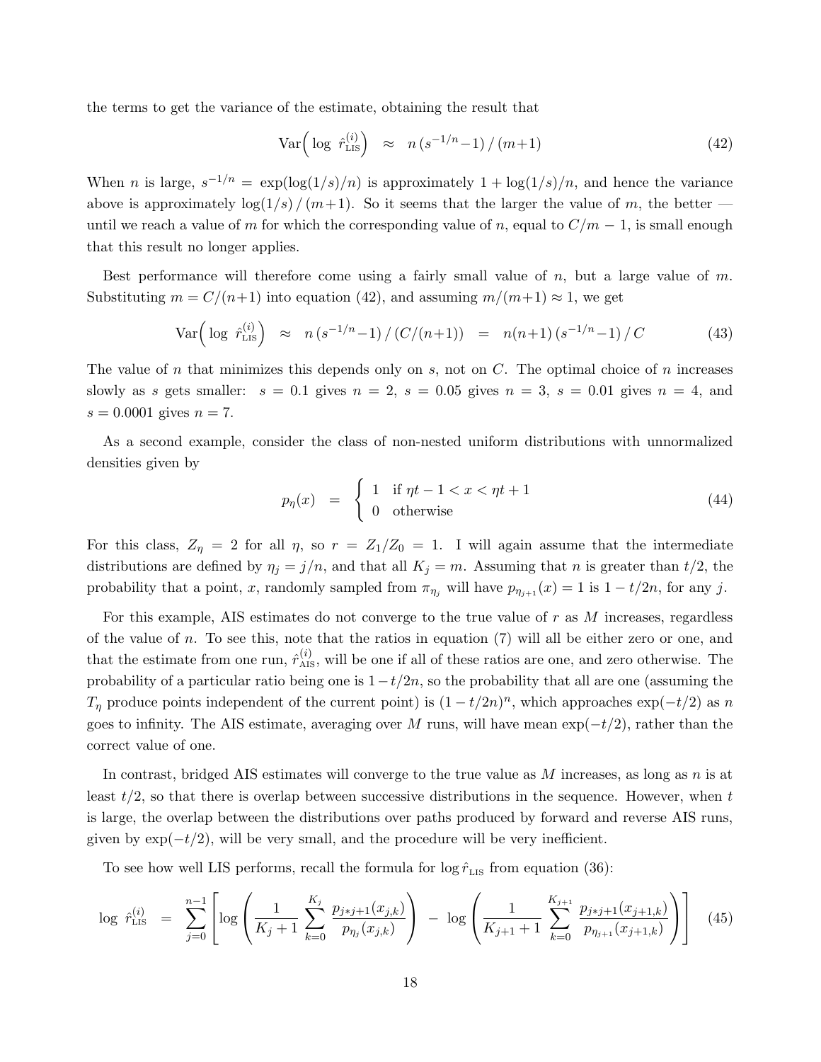the terms to get the variance of the estimate, obtaining the result that

$$\text{Var}\Big(\log\ \hat{r}^{(i)}_{\text{LIS}}\Big) \;\;\approx\;\; n\,(s^{-1/n}\!-\!1)\,/\,(m\!+\!1) \tag{42}$$

When $n$ is large, $s^{-1/n} = \exp(\log(1/s)/n)$ is approximately $1 + \log(1/s)/n$, and hence the variance above is approximately $\log(1/s)\,/\,(m\!+\!1)$. So it seems that the larger the value of $m$, the better — until we reach a value of $m$ for which the corresponding value of $n$, equal to $C/m - 1$, is small enough that this result no longer applies.

Best performance will therefore come using a fairly small value of $n$, but a large value of $m$. Substituting $m = C/(n\!+\!1)$ into equation (42), and assuming $m/(m\!+\!1) \approx 1$, we get

$$\text{Var}\Big(\log\ \hat{r}^{(i)}_{\text{LIS}}\Big) \;\;\approx\;\; n\,(s^{-1/n}\!-\!1)\,/\,(C/(n\!+\!1)) \;\;=\;\; n(n\!+\!1)\,(s^{-1/n}\!-\!1)\,/\,C \tag{43}$$

The value of $n$ that minimizes this depends only on $s$, not on $C$. The optimal choice of $n$ increases slowly as $s$ gets smaller: $s = 0.1$ gives $n = 2$, $s = 0.05$ gives $n = 3$, $s = 0.01$ gives $n = 4$, and $s = 0.0001$ gives $n = 7$.

As a second example, consider the class of non-nested uniform distributions with unnormalized densities given by

$$p_\eta(x) \;\;=\;\; \begin{cases} 1 & \text{if } \eta t - 1 < x < \eta t + 1 \\ 0 & \text{otherwise} \end{cases} \tag{44}$$

For this class, $Z_\eta = 2$ for all $\eta$, so $r = Z_1/Z_0 = 1$. I will again assume that the intermediate distributions are defined by $\eta_j = j/n$, and that all $K_j = m$. Assuming that $n$ is greater than $t/2$, the probability that a point, $x$, randomly sampled from $\pi_{\eta_j}$ will have $p_{\eta_{j+1}}(x) = 1$ is $1 - t/2n$, for any $j$.

For this example, AIS estimates do not converge to the true value of $r$ as $M$ increases, regardless of the value of $n$. To see this, note that the ratios in equation (7) will all be either zero or one, and that the estimate from one run, $\hat{r}^{(i)}_{\text{AIS}}$, will be one if all of these ratios are one, and zero otherwise. The probability of a particular ratio being one is $1 - t/2n$, so the probability that all are one (assuming the $T_\eta$ produce points independent of the current point) is $(1 - t/2n)^n$, which approaches $\exp(-t/2)$ as $n$ goes to infinity. The AIS estimate, averaging over $M$ runs, will have mean $\exp(-t/2)$, rather than the correct value of one.

In contrast, bridged AIS estimates will converge to the true value as $M$ increases, as long as $n$ is at least $t/2$, so that there is overlap between successive distributions in the sequence. However, when $t$ is large, the overlap between the distributions over paths produced by forward and reverse AIS runs, given by $\exp(-t/2)$, will be very small, and the procedure will be very inefficient.

To see how well LIS performs, recall the formula for $\log \hat{r}_{\text{LIS}}$ from equation (36):

$$\log\ \hat{r}^{(i)}_{\text{LIS}} \;\;=\;\; \sum_{j=0}^{n-1} \left[ \log\left( \frac{1}{K_j+1} \sum_{k=0}^{K_j} \frac{p_{j*j+1}(x_{j,k})}{p_{\eta_j}(x_{j,k})} \right) \;-\; \log\left( \frac{1}{K_{j+1}+1} \sum_{k=0}^{K_{j+1}} \frac{p_{j*j+1}(x_{j+1,k})}{p_{\eta_{j+1}}(x_{j+1,k})} \right) \right] \tag{45}$$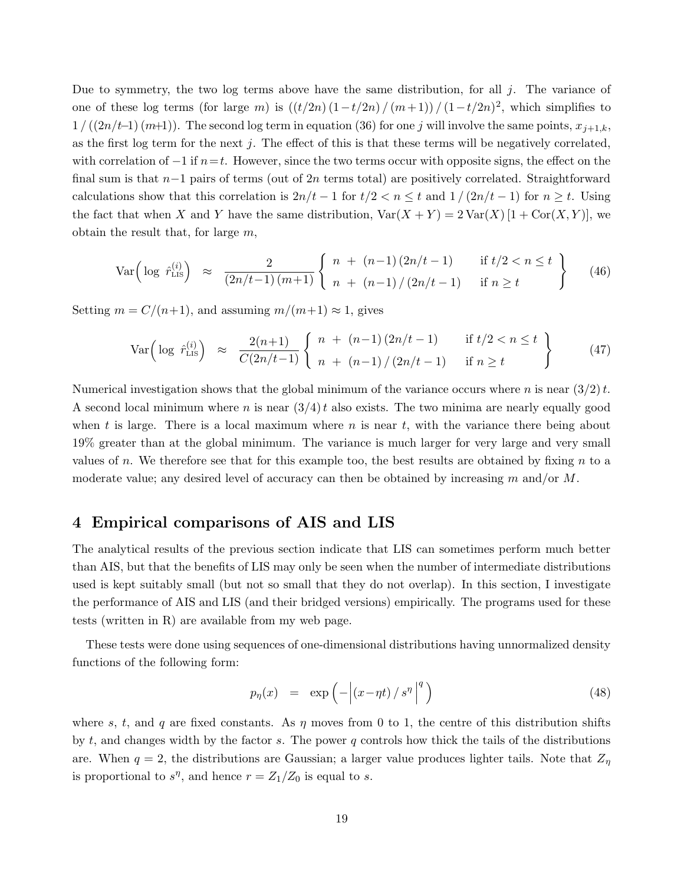Due to symmetry, the two log terms above have the same distribution, for all $j$. The variance of one of these log terms (for large $m$) is $((t/2n)(1-t/2n)/(m+1))/(1-t/2n)^2$, which simplifies to $1/((2n/t-1)(m+1))$. The second log term in equation (36) for one $j$ will involve the same points, $x_{j+1,k}$, as the first log term for the next $j$. The effect of this is that these terms will be negatively correlated, with correlation of $-1$ if $n=t$. However, since the two terms occur with opposite signs, the effect on the final sum is that $n-1$ pairs of terms (out of $2n$ terms total) are positively correlated. Straightforward calculations show that this correlation is $2n/t-1$ for $t/2 < n \le t$ and $1/(2n/t-1)$ for $n \ge t$. Using the fact that when $X$ and $Y$ have the same distribution, $\mathrm{Var}(X+Y) = 2\,\mathrm{Var}(X)\,[1+\mathrm{Cor}(X,Y)]$, we obtain the result that, for large $m$,

$$\mathrm{Var}\Big(\log\ \hat{r}^{(i)}_{\text{LIS}}\Big) \;\approx\; \frac{2}{(2n/t-1)\,(m+1)} \left\{ \begin{array}{ll} n \;+\; (n-1)\,(2n/t-1) & \text{if } t/2 < n \le t \\ n \;+\; (n-1)\,/\,(2n/t-1) & \text{if } n \ge t \end{array} \right\} \tag{46}$$

Setting $m = C/(n+1)$, and assuming $m/(m+1) \approx 1$, gives

$$\mathrm{Var}\Big(\log\ \hat{r}^{(i)}_{\text{LIS}}\Big) \;\approx\; \frac{2(n+1)}{C(2n/t-1)} \left\{ \begin{array}{ll} n \;+\; (n-1)\,(2n/t-1) & \text{if } t/2 < n \le t \\ n \;+\; (n-1)\,/\,(2n/t-1) & \text{if } n \ge t \end{array} \right\} \tag{47}$$

Numerical investigation shows that the global minimum of the variance occurs where $n$ is near $(3/2)\,t$. A second local minimum where $n$ is near $(3/4)\,t$ also exists. The two minima are nearly equally good when $t$ is large. There is a local maximum where $n$ is near $t$, with the variance there being about 19% greater than at the global minimum. The variance is much larger for very large and very small values of $n$. We therefore see that for this example too, the best results are obtained by fixing $n$ to a moderate value; any desired level of accuracy can then be obtained by increasing $m$ and/or $M$.

## 4 Empirical comparisons of AIS and LIS

The analytical results of the previous section indicate that LIS can sometimes perform much better than AIS, but that the benefits of LIS may only be seen when the number of intermediate distributions used is kept suitably small (but not so small that they do not overlap). In this section, I investigate the performance of AIS and LIS (and their bridged versions) empirically. The programs used for these tests (written in R) are available from my web page.

These tests were done using sequences of one-dimensional distributions having unnormalized density functions of the following form:

$$p_\eta(x) \;=\; \exp\left(-\Big|(x-\eta t)\,/\,s^\eta\Big|^q\right) \tag{48}$$

where $s$, $t$, and $q$ are fixed constants. As $\eta$ moves from 0 to 1, the centre of this distribution shifts by $t$, and changes width by the factor $s$. The power $q$ controls how thick the tails of the distributions are. When $q = 2$, the distributions are Gaussian; a larger value produces lighter tails. Note that $Z_\eta$ is proportional to $s^\eta$, and hence $r = Z_1/Z_0$ is equal to $s$.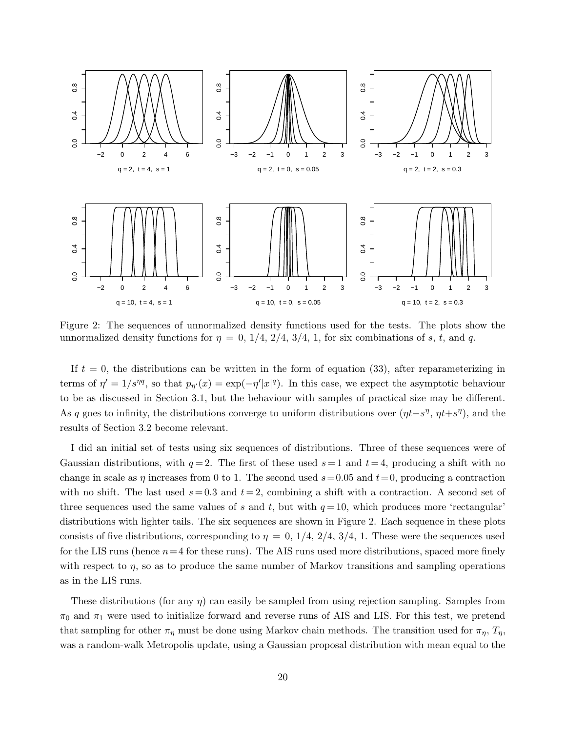Figure 2: The sequences of unnormalized density functions used for the tests. The plots show the unnormalized density functions for $\eta = 0, 1/4, 2/4, 3/4, 1$, for six combinations of $s$, $t$, and $q$.

If $t = 0$, the distributions can be written in the form of equation (33), after reparameterizing in terms of $\eta' = 1/s^{\eta q}$, so that $p_{\eta'}(x) = \exp(-\eta'|x|^q)$. In this case, we expect the asymptotic behaviour to be as discussed in Section 3.1, but the behaviour with samples of practical size may be different. As $q$ goes to infinity, the distributions converge to uniform distributions over $(\eta t - s^\eta, \eta t + s^\eta)$, and the results of Section 3.2 become relevant.

I did an initial set of tests using six sequences of distributions. Three of these sequences were of Gaussian distributions, with $q = 2$. The first of these used $s = 1$ and $t = 4$, producing a shift with no change in scale as $\eta$ increases from 0 to 1. The second used $s = 0.05$ and $t = 0$, producing a contraction with no shift. The last used $s = 0.3$ and $t = 2$, combining a shift with a contraction. A second set of three sequences used the same values of $s$ and $t$, but with $q = 10$, which produces more 'rectangular' distributions with lighter tails. The six sequences are shown in Figure 2. Each sequence in these plots consists of five distributions, corresponding to $\eta = 0, 1/4, 2/4, 3/4, 1$. These were the sequences used for the LIS runs (hence $n = 4$ for these runs). The AIS runs used more distributions, spaced more finely with respect to $\eta$, so as to produce the same number of Markov transitions and sampling operations as in the LIS runs.

These distributions (for any $\eta$) can easily be sampled from using rejection sampling. Samples from $\pi_0$ and $\pi_1$ were used to initialize forward and reverse runs of AIS and LIS. For this test, we pretend that sampling for other $\pi_\eta$ must be done using Markov chain methods. The transition used for $\pi_\eta$, $T_\eta$, was a random-walk Metropolis update, using a Gaussian proposal distribution with mean equal to the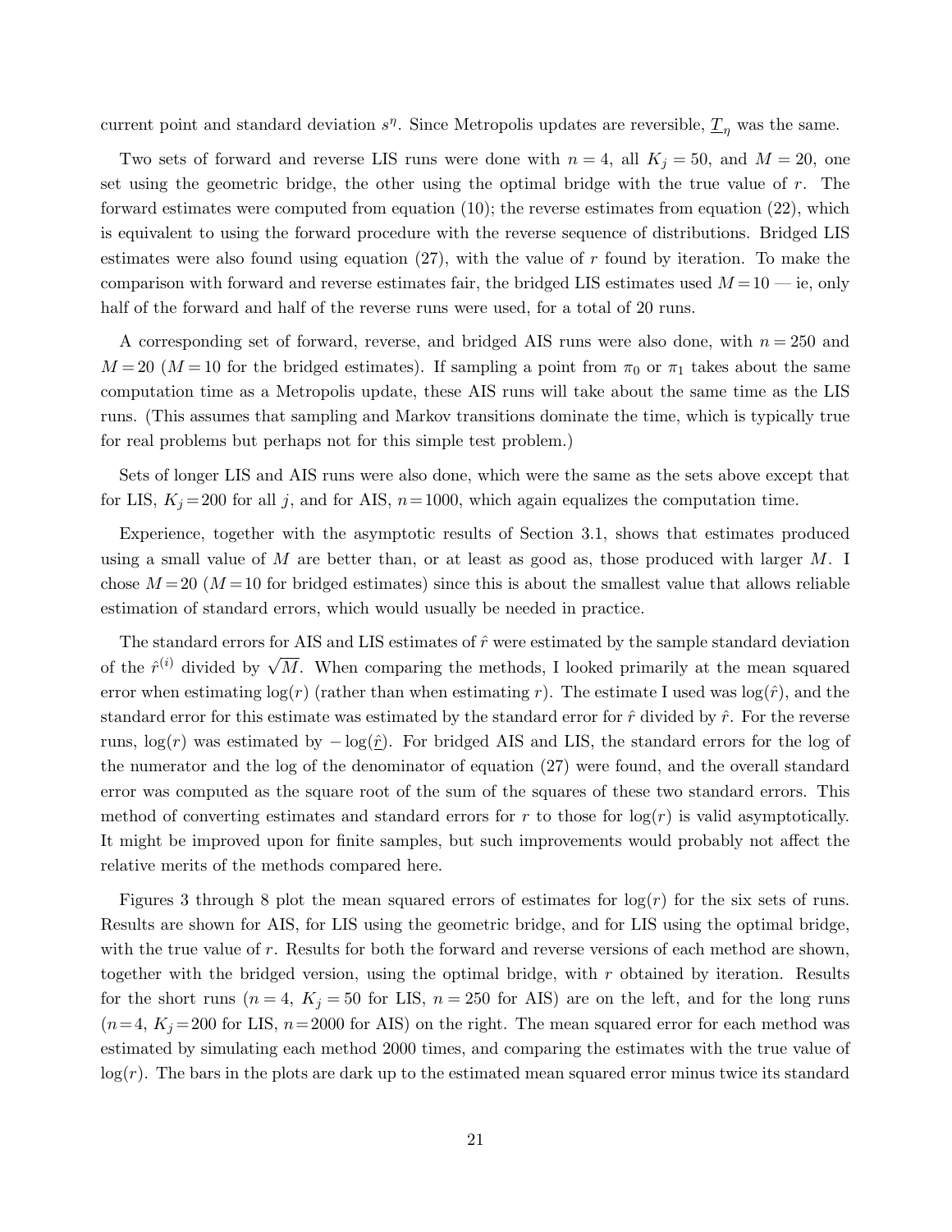current point and standard deviation $s^\eta$. Since Metropolis updates are reversible, $\underline{T}_\eta$ was the same.

Two sets of forward and reverse LIS runs were done with $n = 4$, all $K_j = 50$, and $M = 20$, one set using the geometric bridge, the other using the optimal bridge with the true value of $r$. The forward estimates were computed from equation (10); the reverse estimates from equation (22), which is equivalent to using the forward procedure with the reverse sequence of distributions. Bridged LIS estimates were also found using equation (27), with the value of $r$ found by iteration. To make the comparison with forward and reverse estimates fair, the bridged LIS estimates used $M = 10$ — ie, only half of the forward and half of the reverse runs were used, for a total of 20 runs.

A corresponding set of forward, reverse, and bridged AIS runs were also done, with $n = 250$ and $M = 20$ ($M = 10$ for the bridged estimates). If sampling a point from $\pi_0$ or $\pi_1$ takes about the same computation time as a Metropolis update, these AIS runs will take about the same time as the LIS runs. (This assumes that sampling and Markov transitions dominate the time, which is typically true for real problems but perhaps not for this simple test problem.)

Sets of longer LIS and AIS runs were also done, which were the same as the sets above except that for LIS, $K_j = 200$ for all $j$, and for AIS, $n = 1000$, which again equalizes the computation time.

Experience, together with the asymptotic results of Section 3.1, shows that estimates produced using a small value of $M$ are better than, or at least as good as, those produced with larger $M$. I chose $M = 20$ ($M = 10$ for bridged estimates) since this is about the smallest value that allows reliable estimation of standard errors, which would usually be needed in practice.

The standard errors for AIS and LIS estimates of $\hat{r}$ were estimated by the sample standard deviation of the $\hat{r}^{(i)}$ divided by $\sqrt{M}$. When comparing the methods, I looked primarily at the mean squared error when estimating $\log(r)$ (rather than when estimating $r$). The estimate I used was $\log(\hat{r})$, and the standard error for this estimate was estimated by the standard error for $\hat{r}$ divided by $\hat{r}$. For the reverse runs, $\log(r)$ was estimated by $-\log(\underline{\hat{r}})$. For bridged AIS and LIS, the standard errors for the log of the numerator and the log of the denominator of equation (27) were found, and the overall standard error was computed as the square root of the sum of the squares of these two standard errors. This method of converting estimates and standard errors for $r$ to those for $\log(r)$ is valid asymptotically. It might be improved upon for finite samples, but such improvements would probably not affect the relative merits of the methods compared here.

Figures 3 through 8 plot the mean squared errors of estimates for $\log(r)$ for the six sets of runs. Results are shown for AIS, for LIS using the geometric bridge, and for LIS using the optimal bridge, with the true value of $r$. Results for both the forward and reverse versions of each method are shown, together with the bridged version, using the optimal bridge, with $r$ obtained by iteration. Results for the short runs ($n = 4$, $K_j = 50$ for LIS, $n = 250$ for AIS) are on the left, and for the long runs ($n = 4$, $K_j = 200$ for LIS, $n = 2000$ for AIS) on the right. The mean squared error for each method was estimated by simulating each method 2000 times, and comparing the estimates with the true value of $\log(r)$. The bars in the plots are dark up to the estimated mean squared error minus twice its standard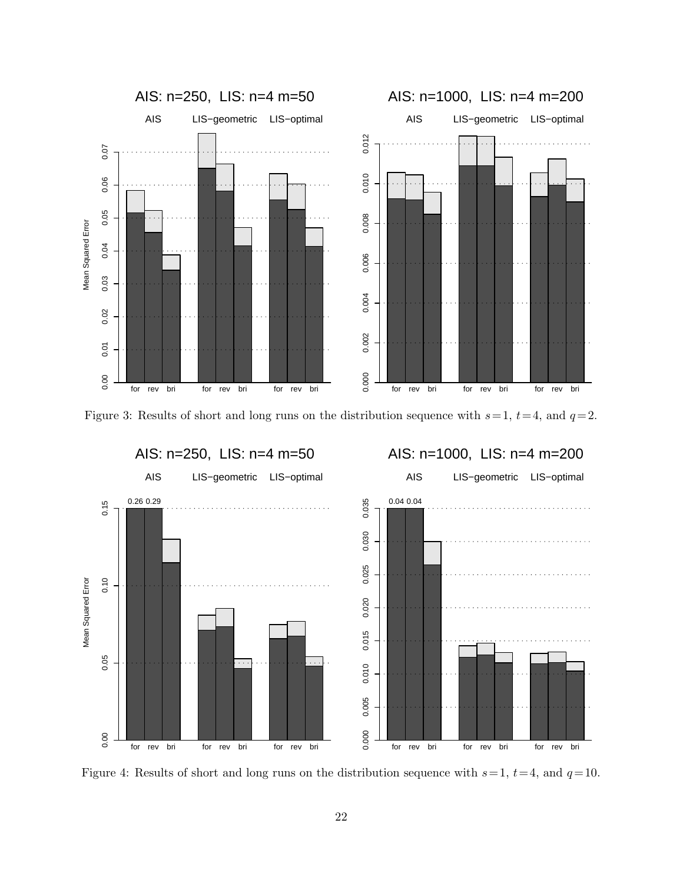Figure 3: Results of short and long runs on the distribution sequence with $s = 1$, $t = 4$, and $q = 2$.

Figure 4: Results of short and long runs on the distribution sequence with $s = 1$, $t = 4$, and $q = 10$.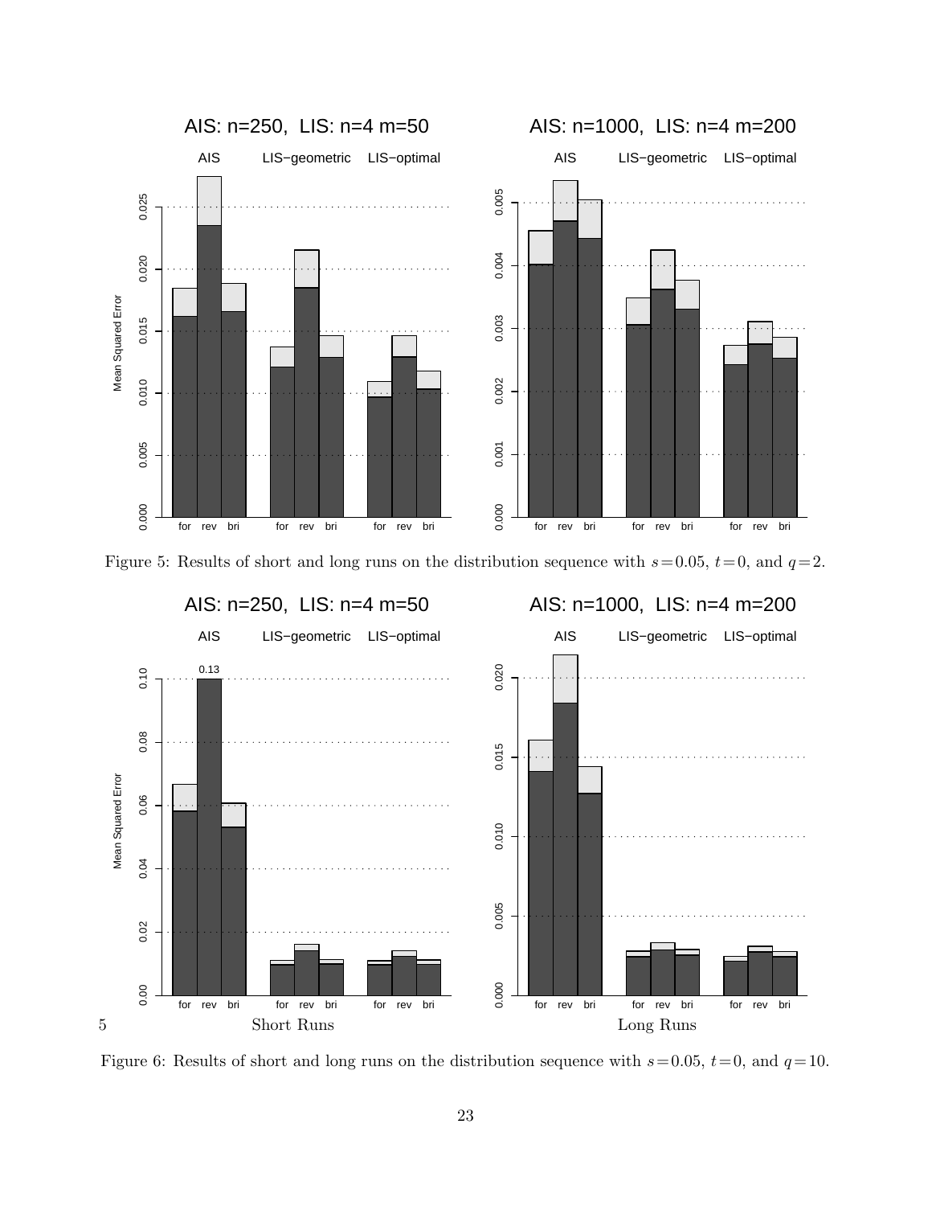Figure 5: Results of short and long runs on the distribution sequence with $s = 0.05$, $t = 0$, and $q = 2$.

Figure 6: Results of short and long runs on the distribution sequence with $s = 0.05$, $t = 0$, and $q = 10$.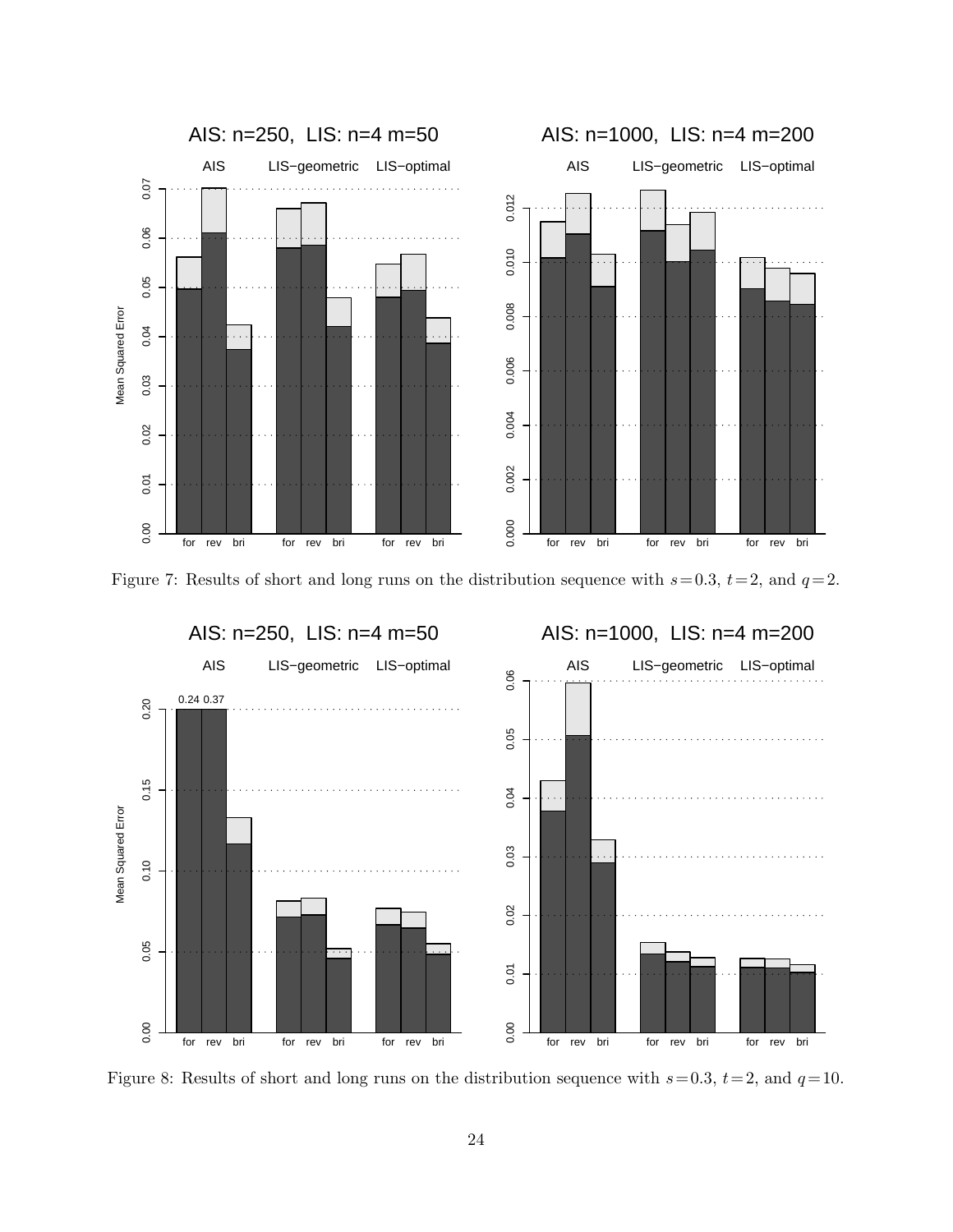Figure 7: Results of short and long runs on the distribution sequence with $s = 0.3$, $t = 2$, and $q = 2$.

Figure 8: Results of short and long runs on the distribution sequence with $s = 0.3$, $t = 2$, and $q = 10$.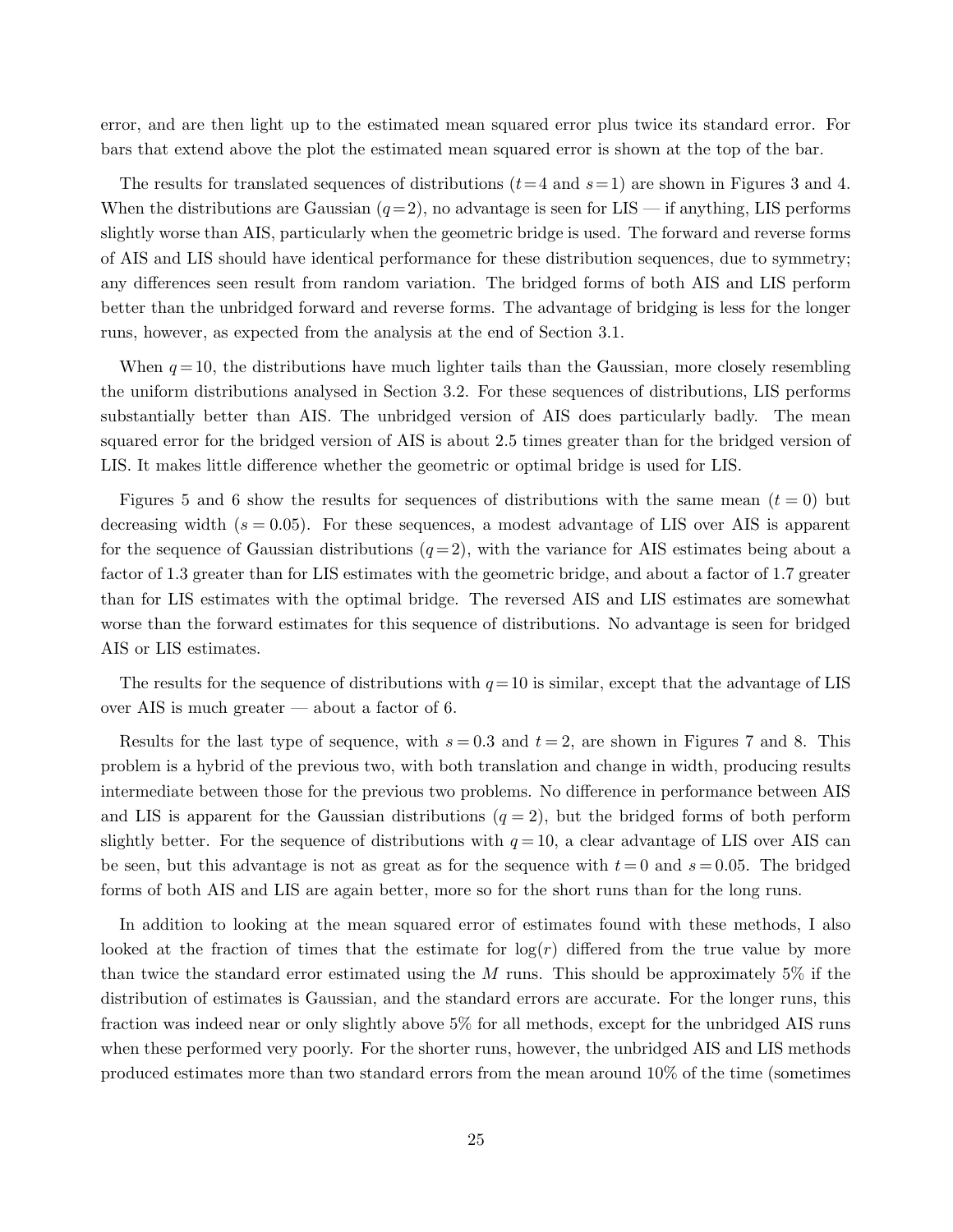error, and are then light up to the estimated mean squared error plus twice its standard error. For bars that extend above the plot the estimated mean squared error is shown at the top of the bar.

The results for translated sequences of distributions ($t=4$ and $s=1$) are shown in Figures 3 and 4. When the distributions are Gaussian ($q=2$), no advantage is seen for LIS — if anything, LIS performs slightly worse than AIS, particularly when the geometric bridge is used. The forward and reverse forms of AIS and LIS should have identical performance for these distribution sequences, due to symmetry; any differences seen result from random variation. The bridged forms of both AIS and LIS perform better than the unbridged forward and reverse forms. The advantage of bridging is less for the longer runs, however, as expected from the analysis at the end of Section 3.1.

When $q=10$, the distributions have much lighter tails than the Gaussian, more closely resembling the uniform distributions analysed in Section 3.2. For these sequences of distributions, LIS performs substantially better than AIS. The unbridged version of AIS does particularly badly. The mean squared error for the bridged version of AIS is about 2.5 times greater than for the bridged version of LIS. It makes little difference whether the geometric or optimal bridge is used for LIS.

Figures 5 and 6 show the results for sequences of distributions with the same mean ($t=0$) but decreasing width ($s=0.05$). For these sequences, a modest advantage of LIS over AIS is apparent for the sequence of Gaussian distributions ($q=2$), with the variance for AIS estimates being about a factor of 1.3 greater than for LIS estimates with the geometric bridge, and about a factor of 1.7 greater than for LIS estimates with the optimal bridge. The reversed AIS and LIS estimates are somewhat worse than the forward estimates for this sequence of distributions. No advantage is seen for bridged AIS or LIS estimates.

The results for the sequence of distributions with $q=10$ is similar, except that the advantage of LIS over AIS is much greater — about a factor of 6.

Results for the last type of sequence, with $s=0.3$ and $t=2$, are shown in Figures 7 and 8. This problem is a hybrid of the previous two, with both translation and change in width, producing results intermediate between those for the previous two problems. No difference in performance between AIS and LIS is apparent for the Gaussian distributions ($q=2$), but the bridged forms of both perform slightly better. For the sequence of distributions with $q=10$, a clear advantage of LIS over AIS can be seen, but this advantage is not as great as for the sequence with $t=0$ and $s=0.05$. The bridged forms of both AIS and LIS are again better, more so for the short runs than for the long runs.

In addition to looking at the mean squared error of estimates found with these methods, I also looked at the fraction of times that the estimate for $\log(r)$ differed from the true value by more than twice the standard error estimated using the $M$ runs. This should be approximately 5% if the distribution of estimates is Gaussian, and the standard errors are accurate. For the longer runs, this fraction was indeed near or only slightly above 5% for all methods, except for the unbridged AIS runs when these performed very poorly. For the shorter runs, however, the unbridged AIS and LIS methods produced estimates more than two standard errors from the mean around 10% of the time (sometimes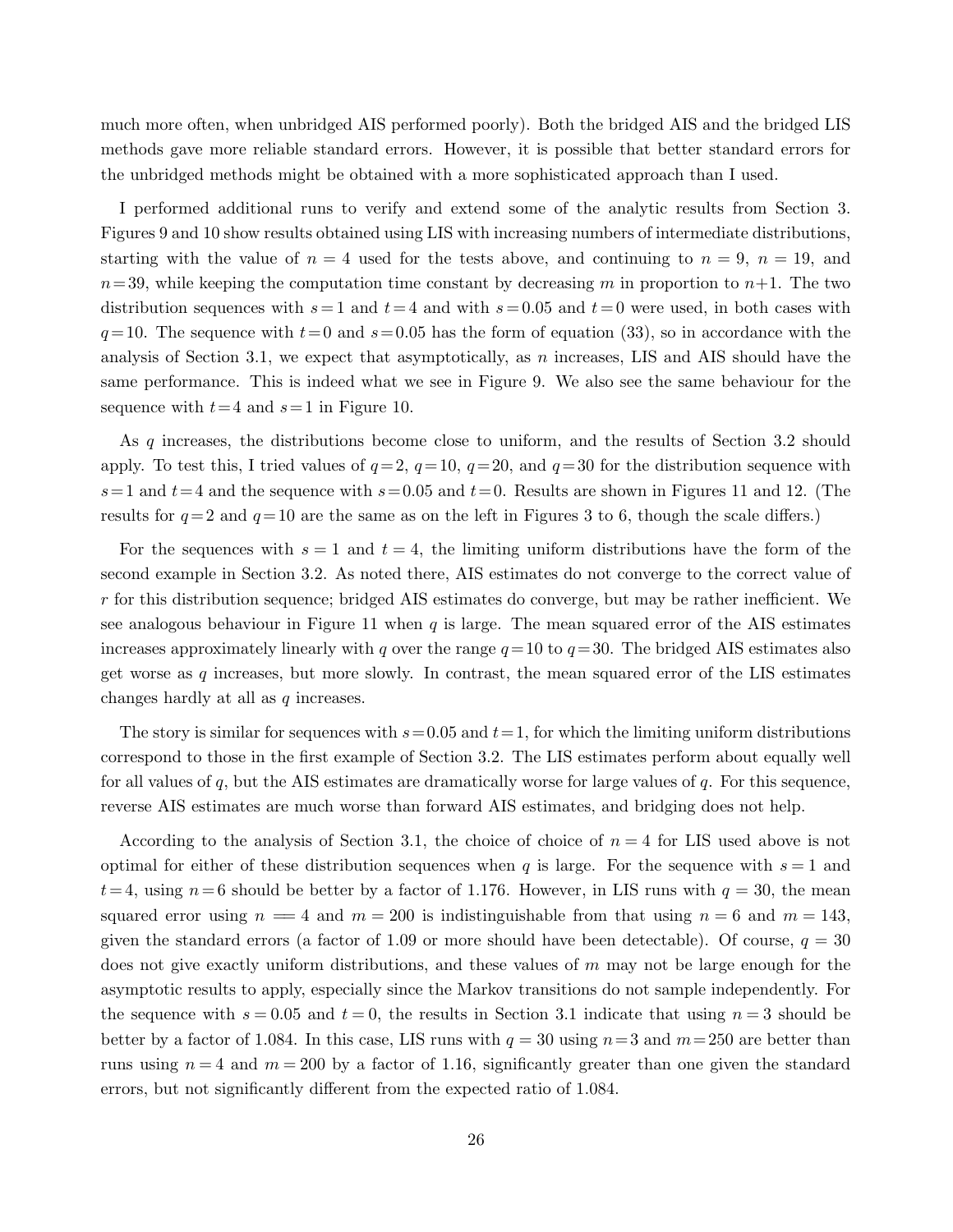much more often, when unbridged AIS performed poorly). Both the bridged AIS and the bridged LIS methods gave more reliable standard errors. However, it is possible that better standard errors for the unbridged methods might be obtained with a more sophisticated approach than I used.

I performed additional runs to verify and extend some of the analytic results from Section 3. Figures 9 and 10 show results obtained using LIS with increasing numbers of intermediate distributions, starting with the value of $n = 4$ used for the tests above, and continuing to $n = 9$, $n = 19$, and $n = 39$, while keeping the computation time constant by decreasing $m$ in proportion to $n+1$. The two distribution sequences with $s = 1$ and $t = 4$ and with $s = 0.05$ and $t = 0$ were used, in both cases with $q = 10$. The sequence with $t = 0$ and $s = 0.05$ has the form of equation (33), so in accordance with the analysis of Section 3.1, we expect that asymptotically, as $n$ increases, LIS and AIS should have the same performance. This is indeed what we see in Figure 9. We also see the same behaviour for the sequence with $t = 4$ and $s = 1$ in Figure 10.

As $q$ increases, the distributions become close to uniform, and the results of Section 3.2 should apply. To test this, I tried values of $q = 2$, $q = 10$, $q = 20$, and $q = 30$ for the distribution sequence with $s = 1$ and $t = 4$ and the sequence with $s = 0.05$ and $t = 0$. Results are shown in Figures 11 and 12. (The results for $q = 2$ and $q = 10$ are the same as on the left in Figures 3 to 6, though the scale differs.)

For the sequences with $s = 1$ and $t = 4$, the limiting uniform distributions have the form of the second example in Section 3.2. As noted there, AIS estimates do not converge to the correct value of $r$ for this distribution sequence; bridged AIS estimates do converge, but may be rather inefficient. We see analogous behaviour in Figure 11 when $q$ is large. The mean squared error of the AIS estimates increases approximately linearly with $q$ over the range $q = 10$ to $q = 30$. The bridged AIS estimates also get worse as $q$ increases, but more slowly. In contrast, the mean squared error of the LIS estimates changes hardly at all as $q$ increases.

The story is similar for sequences with $s = 0.05$ and $t = 1$, for which the limiting uniform distributions correspond to those in the first example of Section 3.2. The LIS estimates perform about equally well for all values of $q$, but the AIS estimates are dramatically worse for large values of $q$. For this sequence, reverse AIS estimates are much worse than forward AIS estimates, and bridging does not help.

According to the analysis of Section 3.1, the choice of choice of $n = 4$ for LIS used above is not optimal for either of these distribution sequences when $q$ is large. For the sequence with $s = 1$ and $t = 4$, using $n = 6$ should be better by a factor of 1.176. However, in LIS runs with $q = 30$, the mean squared error using $n = 4$ and $m = 200$ is indistinguishable from that using $n = 6$ and $m = 143$, given the standard errors (a factor of 1.09 or more should have been detectable). Of course, $q = 30$ does not give exactly uniform distributions, and these values of $m$ may not be large enough for the asymptotic results to apply, especially since the Markov transitions do not sample independently. For the sequence with $s = 0.05$ and $t = 0$, the results in Section 3.1 indicate that using $n = 3$ should be better by a factor of 1.084. In this case, LIS runs with $q = 30$ using $n = 3$ and $m = 250$ are better than runs using $n = 4$ and $m = 200$ by a factor of 1.16, significantly greater than one given the standard errors, but not significantly different from the expected ratio of 1.084.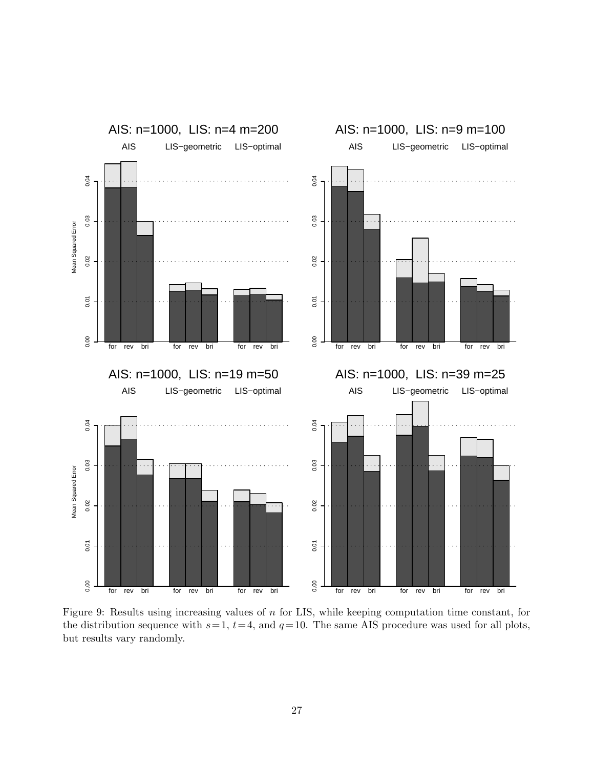Figure 9: Results using increasing values of $n$ for LIS, while keeping computation time constant, for the distribution sequence with $s=1$, $t=4$, and $q=10$. The same AIS procedure was used for all plots, but results vary randomly.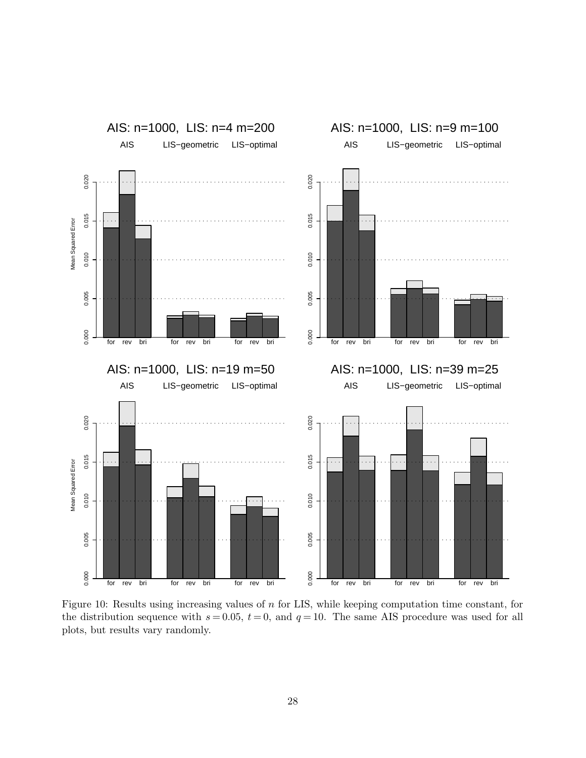Figure 10: Results using increasing values of $n$ for LIS, while keeping computation time constant, for the distribution sequence with $s = 0.05$, $t = 0$, and $q = 10$. The same AIS procedure was used for all plots, but results vary randomly.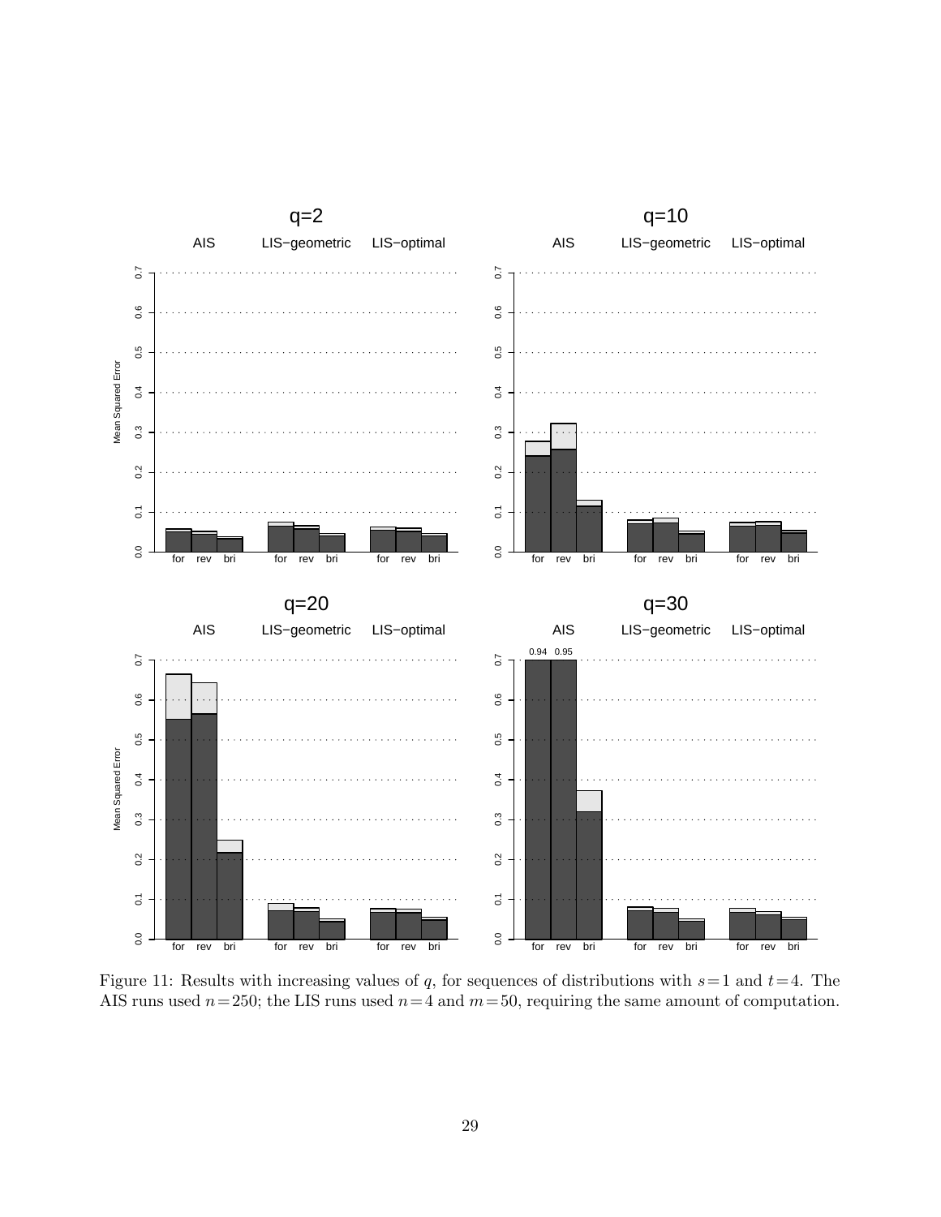Figure 11: Results with increasing values of $q$, for sequences of distributions with $s=1$ and $t=4$. The AIS runs used $n=250$; the LIS runs used $n=4$ and $m=50$, requiring the same amount of computation.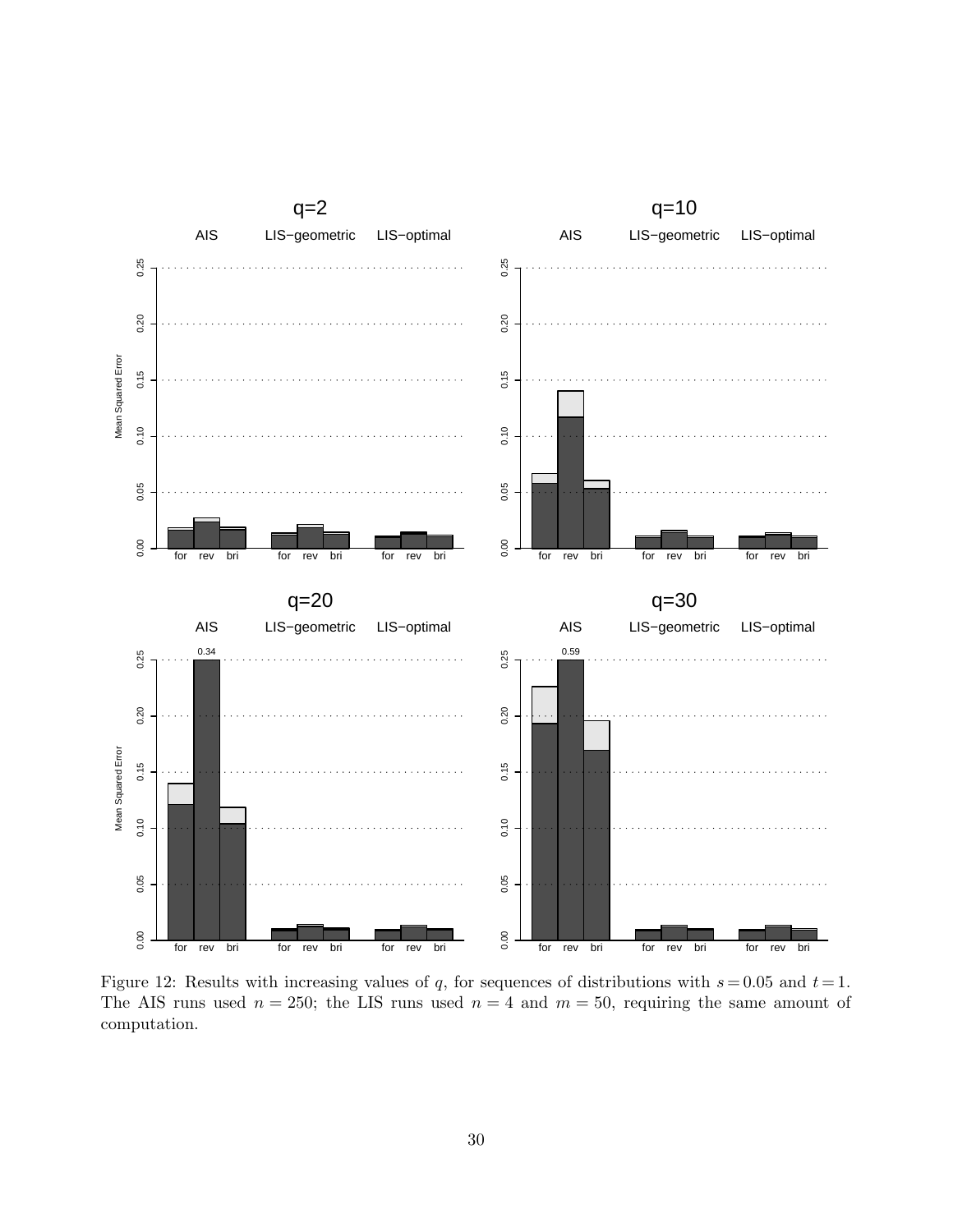Figure 12: Results with increasing values of $q$, for sequences of distributions with $s = 0.05$ and $t = 1$. The AIS runs used $n = 250$; the LIS runs used $n = 4$ and $m = 50$, requiring the same amount of computation.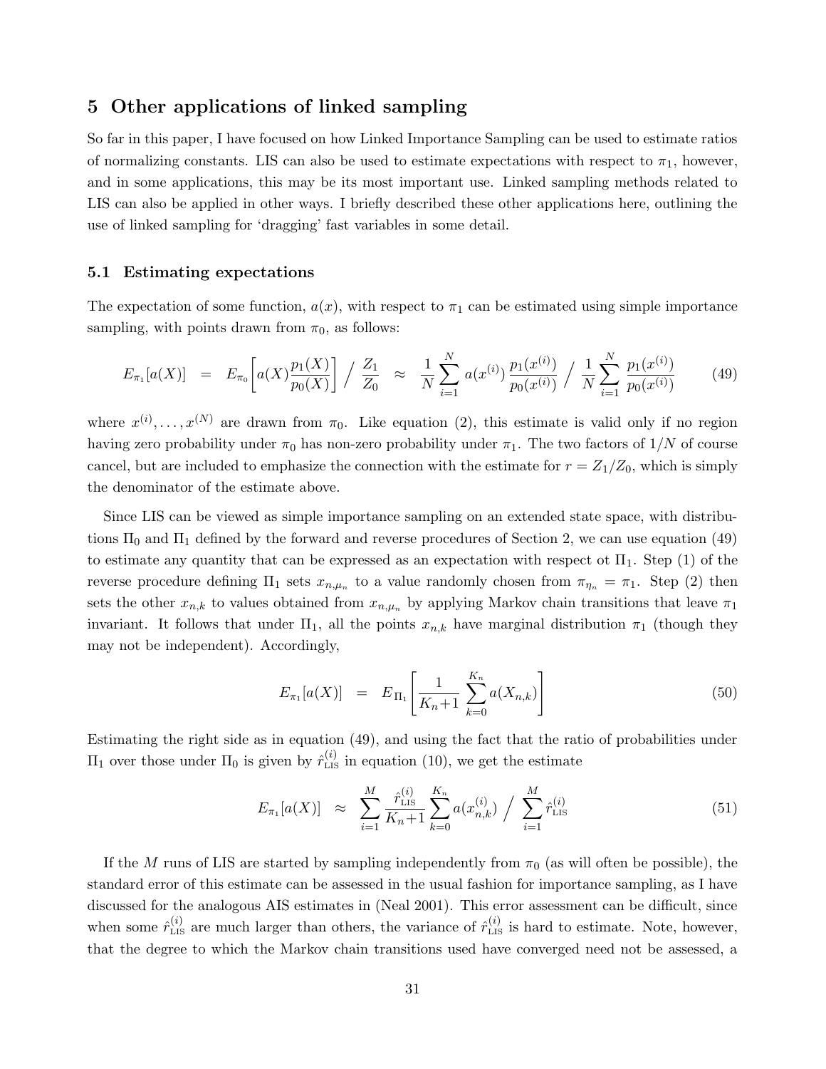## 5 Other applications of linked sampling

So far in this paper, I have focused on how Linked Importance Sampling can be used to estimate ratios of normalizing constants. LIS can also be used to estimate expectations with respect to $\pi_1$, however, and in some applications, this may be its most important use. Linked sampling methods related to LIS can also be applied in other ways. I briefly described these other applications here, outlining the use of linked sampling for 'dragging' fast variables in some detail.

### 5.1 Estimating expectations

The expectation of some function, $a(x)$, with respect to $\pi_1$ can be estimated using simple importance sampling, with points drawn from $\pi_0$, as follows:

$$E_{\pi_1}[a(X)] \;\;=\;\; E_{\pi_0}\left[a(X)\frac{p_1(X)}{p_0(X)}\right] \Big/ \frac{Z_1}{Z_0} \;\;\approx\;\; \frac{1}{N}\sum_{i=1}^{N} a(x^{(i)})\,\frac{p_1(x^{(i)})}{p_0(x^{(i)})} \Big/ \frac{1}{N}\sum_{i=1}^{N} \frac{p_1(x^{(i)})}{p_0(x^{(i)})} \qquad (49)$$

where $x^{(i)}, \ldots, x^{(N)}$ are drawn from $\pi_0$. Like equation (2), this estimate is valid only if no region having zero probability under $\pi_0$ has non-zero probability under $\pi_1$. The two factors of $1/N$ of course cancel, but are included to emphasize the connection with the estimate for $r = Z_1/Z_0$, which is simply the denominator of the estimate above.

Since LIS can be viewed as simple importance sampling on an extended state space, with distributions $\Pi_0$ and $\Pi_1$ defined by the forward and reverse procedures of Section 2, we can use equation (49) to estimate any quantity that can be expressed as an expectation with respect ot $\Pi_1$. Step (1) of the reverse procedure defining $\Pi_1$ sets $x_{n,\mu_n}$ to a value randomly chosen from $\pi_{\eta_n} = \pi_1$. Step (2) then sets the other $x_{n,k}$ to values obtained from $x_{n,\mu_n}$ by applying Markov chain transitions that leave $\pi_1$ invariant. It follows that under $\Pi_1$, all the points $x_{n,k}$ have marginal distribution $\pi_1$ (though they may not be independent). Accordingly,

$$E_{\pi_1}[a(X)] \;\;=\;\; E_{\Pi_1}\left[\frac{1}{K_n\!+\!1}\sum_{k=0}^{K_n} a(X_{n,k})\right] \qquad (50)$$

Estimating the right side as in equation (49), and using the fact that the ratio of probabilities under $\Pi_1$ over those under $\Pi_0$ is given by $\hat{r}^{(i)}_{\text{LIS}}$ in equation (10), we get the estimate

$$E_{\pi_1}[a(X)] \;\;\approx\;\; \sum_{i=1}^{M} \frac{\hat{r}^{(i)}_{\text{LIS}}}{K_n\!+\!1}\sum_{k=0}^{K_n} a(x^{(i)}_{n,k}) \Big/ \sum_{i=1}^{M} \hat{r}^{(i)}_{\text{LIS}} \qquad (51)$$

If the $M$ runs of LIS are started by sampling independently from $\pi_0$ (as will often be possible), the standard error of this estimate can be assessed in the usual fashion for importance sampling, as I have discussed for the analogous AIS estimates in (Neal 2001). This error assessment can be difficult, since when some $\hat{r}^{(i)}_{\text{LIS}}$ are much larger than others, the variance of $\hat{r}^{(i)}_{\text{LIS}}$ is hard to estimate. Note, however, that the degree to which the Markov chain transitions used have converged need not be assessed, a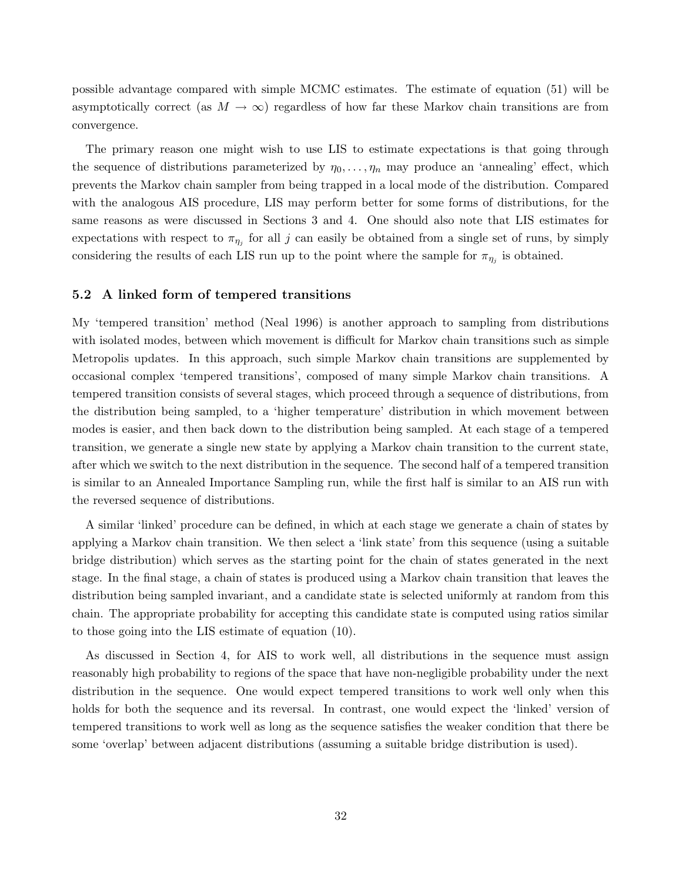possible advantage compared with simple MCMC estimates. The estimate of equation (51) will be asymptotically correct (as $M \to \infty$) regardless of how far these Markov chain transitions are from convergence.

The primary reason one might wish to use LIS to estimate expectations is that going through the sequence of distributions parameterized by $\eta_0, \ldots, \eta_n$ may produce an 'annealing' effect, which prevents the Markov chain sampler from being trapped in a local mode of the distribution. Compared with the analogous AIS procedure, LIS may perform better for some forms of distributions, for the same reasons as were discussed in Sections 3 and 4. One should also note that LIS estimates for expectations with respect to $\pi_{\eta_j}$ for all $j$ can easily be obtained from a single set of runs, by simply considering the results of each LIS run up to the point where the sample for $\pi_{\eta_j}$ is obtained.

### 5.2 A linked form of tempered transitions

My 'tempered transition' method (Neal 1996) is another approach to sampling from distributions with isolated modes, between which movement is difficult for Markov chain transitions such as simple Metropolis updates. In this approach, such simple Markov chain transitions are supplemented by occasional complex 'tempered transitions', composed of many simple Markov chain transitions. A tempered transition consists of several stages, which proceed through a sequence of distributions, from the distribution being sampled, to a 'higher temperature' distribution in which movement between modes is easier, and then back down to the distribution being sampled. At each stage of a tempered transition, we generate a single new state by applying a Markov chain transition to the current state, after which we switch to the next distribution in the sequence. The second half of a tempered transition is similar to an Annealed Importance Sampling run, while the first half is similar to an AIS run with the reversed sequence of distributions.

A similar 'linked' procedure can be defined, in which at each stage we generate a chain of states by applying a Markov chain transition. We then select a 'link state' from this sequence (using a suitable bridge distribution) which serves as the starting point for the chain of states generated in the next stage. In the final stage, a chain of states is produced using a Markov chain transition that leaves the distribution being sampled invariant, and a candidate state is selected uniformly at random from this chain. The appropriate probability for accepting this candidate state is computed using ratios similar to those going into the LIS estimate of equation (10).

As discussed in Section 4, for AIS to work well, all distributions in the sequence must assign reasonably high probability to regions of the space that have non-negligible probability under the next distribution in the sequence. One would expect tempered transitions to work well only when this holds for both the sequence and its reversal. In contrast, one would expect the 'linked' version of tempered transitions to work well as long as the sequence satisfies the weaker condition that there be some 'overlap' between adjacent distributions (assuming a suitable bridge distribution is used).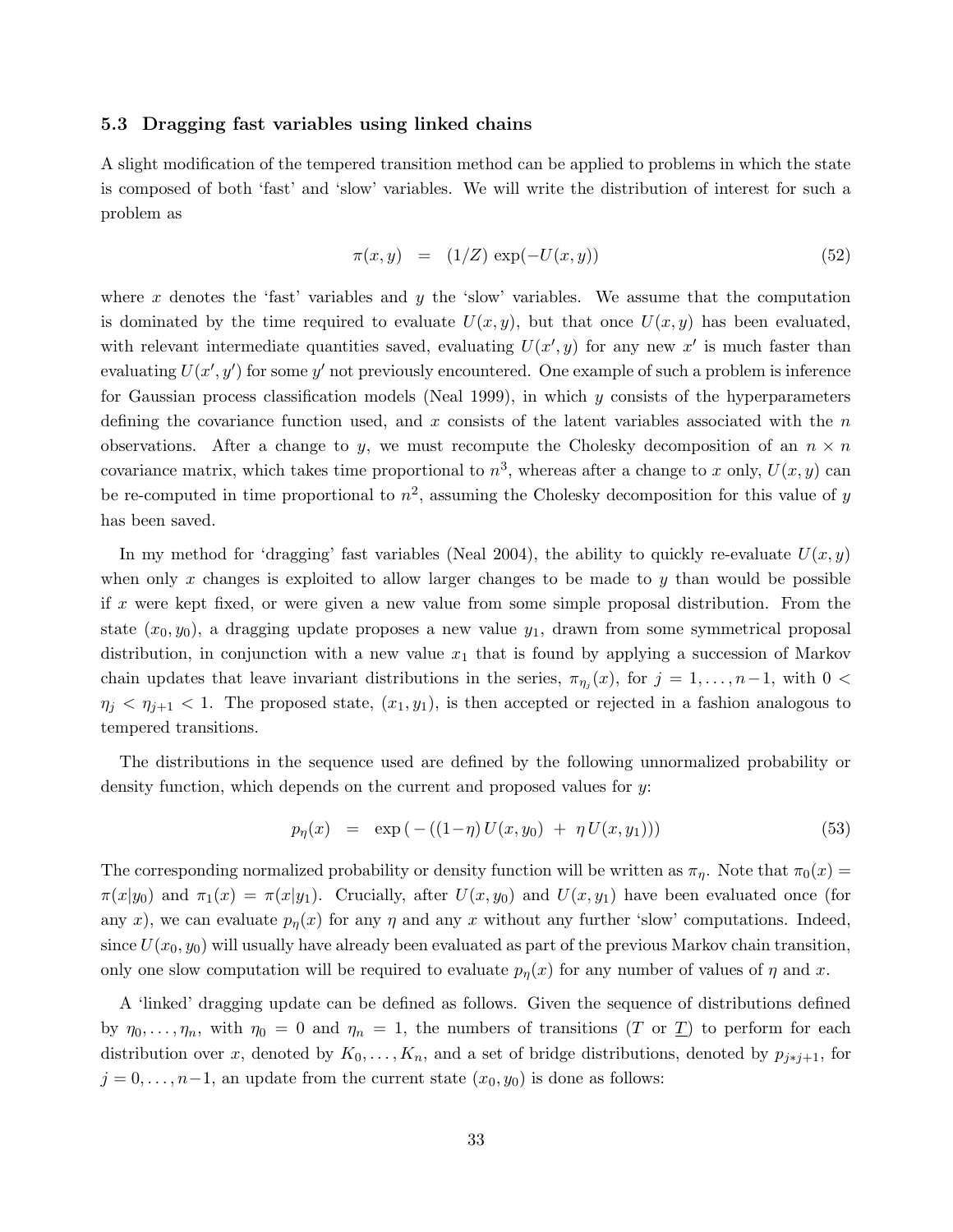### 5.3 Dragging fast variables using linked chains

A slight modification of the tempered transition method can be applied to problems in which the state is composed of both 'fast' and 'slow' variables. We will write the distribution of interest for such a problem as

$$\pi(x, y) \quad = \quad (1/Z) \exp(-U(x, y)) \tag{52}$$

where $x$ denotes the 'fast' variables and $y$ the 'slow' variables. We assume that the computation is dominated by the time required to evaluate $U(x, y)$, but that once $U(x, y)$ has been evaluated, with relevant intermediate quantities saved, evaluating $U(x', y)$ for any new $x'$ is much faster than evaluating $U(x', y')$ for some $y'$ not previously encountered. One example of such a problem is inference for Gaussian process classification models (Neal 1999), in which $y$ consists of the hyperparameters defining the covariance function used, and $x$ consists of the latent variables associated with the $n$ observations. After a change to $y$, we must recompute the Cholesky decomposition of an $n \times n$ covariance matrix, which takes time proportional to $n^3$, whereas after a change to $x$ only, $U(x, y)$ can be re-computed in time proportional to $n^2$, assuming the Cholesky decomposition for this value of $y$ has been saved.

In my method for 'dragging' fast variables (Neal 2004), the ability to quickly re-evaluate $U(x, y)$ when only $x$ changes is exploited to allow larger changes to be made to $y$ than would be possible if $x$ were kept fixed, or were given a new value from some simple proposal distribution. From the state $(x_0, y_0)$, a dragging update proposes a new value $y_1$, drawn from some symmetrical proposal distribution, in conjunction with a new value $x_1$ that is found by applying a succession of Markov chain updates that leave invariant distributions in the series, $\pi_{\eta_j}(x)$, for $j = 1, \ldots, n-1$, with $0 < \eta_j < \eta_{j+1} < 1$. The proposed state, $(x_1, y_1)$, is then accepted or rejected in a fashion analogous to tempered transitions.

The distributions in the sequence used are defined by the following unnormalized probability or density function, which depends on the current and proposed values for $y$:

$$p_\eta(x) \quad = \quad \exp\left( -\left((1-\eta)\, U(x, y_0) \;+\; \eta\, U(x, y_1)\right)\right) \tag{53}$$

The corresponding normalized probability or density function will be written as $\pi_\eta$. Note that $\pi_0(x) = \pi(x|y_0)$ and $\pi_1(x) = \pi(x|y_1)$. Crucially, after $U(x, y_0)$ and $U(x, y_1)$ have been evaluated once (for any $x$), we can evaluate $p_\eta(x)$ for any $\eta$ and any $x$ without any further 'slow' computations. Indeed, since $U(x_0, y_0)$ will usually have already been evaluated as part of the previous Markov chain transition, only one slow computation will be required to evaluate $p_\eta(x)$ for any number of values of $\eta$ and $x$.

A 'linked' dragging update can be defined as follows. Given the sequence of distributions defined by $\eta_0, \ldots, \eta_n$, with $\eta_0 = 0$ and $\eta_n = 1$, the numbers of transitions ($T$ or $\underline{T}$) to perform for each distribution over $x$, denoted by $K_0, \ldots, K_n$, and a set of bridge distributions, denoted by $p_{j*j+1}$, for $j = 0, \ldots, n-1$, an update from the current state $(x_0, y_0)$ is done as follows: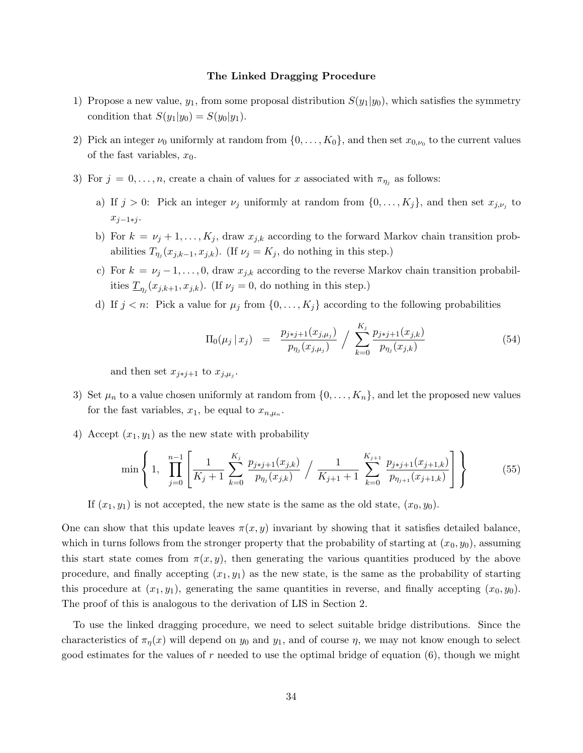**The Linked Dragging Procedure**

1) Propose a new value, $y_1$, from some proposal distribution $S(y_1|y_0)$, which satisfies the symmetry condition that $S(y_1|y_0) = S(y_0|y_1)$.

2) Pick an integer $\nu_0$ uniformly at random from $\{0, \ldots, K_0\}$, and then set $x_{0,\nu_0}$ to the current values of the fast variables, $x_0$.

3) For $j = 0, \ldots, n$, create a chain of values for $x$ associated with $\pi_{\eta_j}$ as follows:

   a) If $j > 0$: Pick an integer $\nu_j$ uniformly at random from $\{0, \ldots, K_j\}$, and then set $x_{j,\nu_j}$ to $x_{j-1*j}$.

   b) For $k = \nu_j + 1, \ldots, K_j$, draw $x_{j,k}$ according to the forward Markov chain transition probabilities $T_{\eta_j}(x_{j,k-1}, x_{j,k})$. (If $\nu_j = K_j$, do nothing in this step.)

   c) For $k = \nu_j - 1, \ldots, 0$, draw $x_{j,k}$ according to the reverse Markov chain transition probabilities $\underline{T}_{\eta_j}(x_{j,k+1}, x_{j,k})$. (If $\nu_j = 0$, do nothing in this step.)

   d) If $j < n$: Pick a value for $\mu_j$ from $\{0, \ldots, K_j\}$ according to the following probabilities

$$\Pi_0(\mu_j \,|\, x_j) \;\;=\;\; \frac{p_{j*j+1}(x_{j,\mu_j})}{p_{\eta_j}(x_{j,\mu_j})} \;\Big/\; \sum_{k=0}^{K_j} \frac{p_{j*j+1}(x_{j,k})}{p_{\eta_j}(x_{j,k})} \tag{54}$$

   and then set $x_{j*j+1}$ to $x_{j,\mu_j}$.

3) Set $\mu_n$ to a value chosen uniformly at random from $\{0, \ldots, K_n\}$, and let the proposed new values for the fast variables, $x_1$, be equal to $x_{n,\mu_n}$.

4) Accept $(x_1, y_1)$ as the new state with probability

$$\min\left\{1,\; \prod_{j=0}^{n-1}\left[\frac{1}{K_j+1}\sum_{k=0}^{K_j}\frac{p_{j*j+1}(x_{j,k})}{p_{\eta_j}(x_{j,k})} \;\Big/\; \frac{1}{K_{j+1}+1}\sum_{k=0}^{K_{j+1}}\frac{p_{j*j+1}(x_{j+1,k})}{p_{\eta_{j+1}}(x_{j+1,k})}\right]\right\} \tag{55}$$

   If $(x_1, y_1)$ is not accepted, the new state is the same as the old state, $(x_0, y_0)$.

One can show that this update leaves $\pi(x, y)$ invariant by showing that it satisfies detailed balance, which in turns follows from the stronger property that the probability of starting at $(x_0, y_0)$, assuming this start state comes from $\pi(x, y)$, then generating the various quantities produced by the above procedure, and finally accepting $(x_1, y_1)$ as the new state, is the same as the probability of starting this procedure at $(x_1, y_1)$, generating the same quantities in reverse, and finally accepting $(x_0, y_0)$. The proof of this is analogous to the derivation of LIS in Section 2.

To use the linked dragging procedure, we need to select suitable bridge distributions. Since the characteristics of $\pi_\eta(x)$ will depend on $y_0$ and $y_1$, and of course $\eta$, we may not know enough to select good estimates for the values of $r$ needed to use the optimal bridge of equation (6), though we might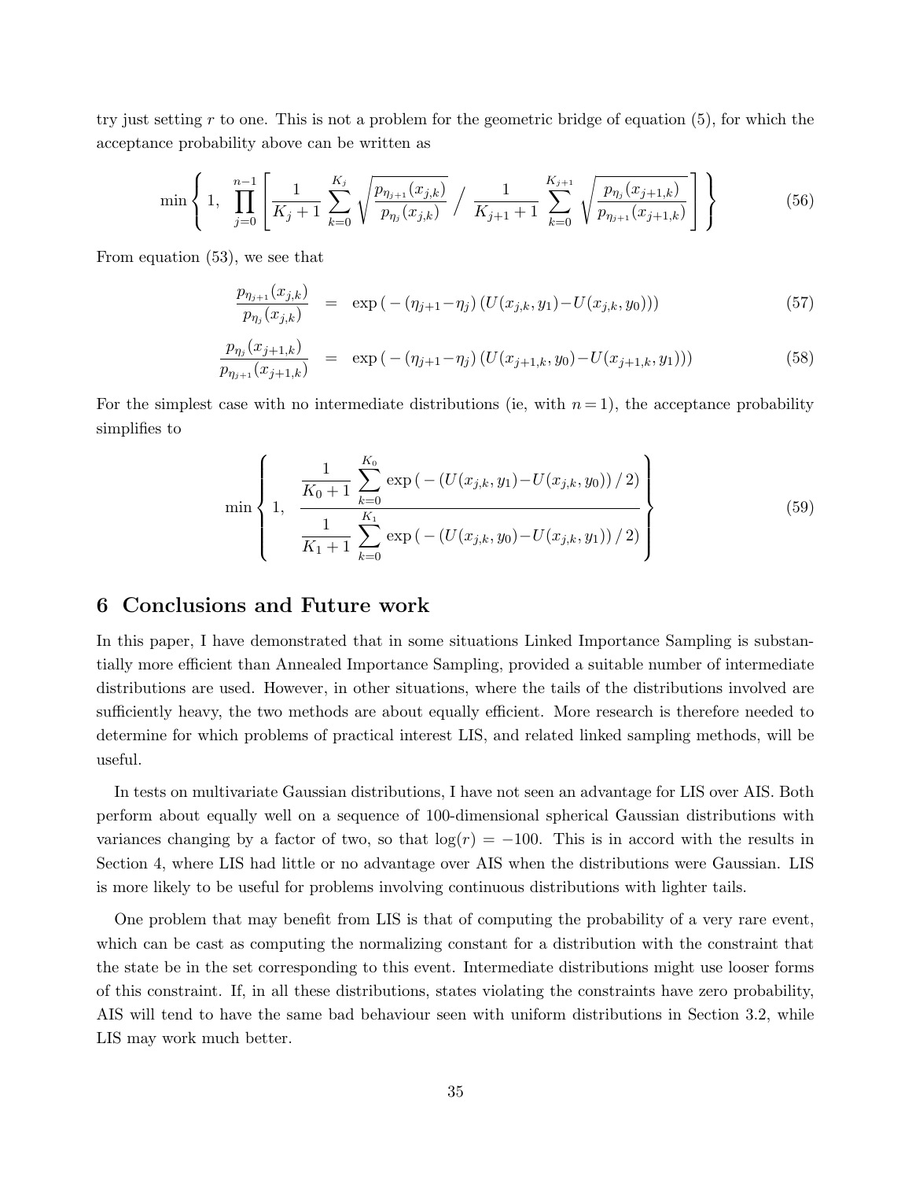try just setting $r$ to one. This is not a problem for the geometric bridge of equation (5), for which the acceptance probability above can be written as

$$\min\left\{ 1,\ \prod_{j=0}^{n-1} \left[ \frac{1}{K_j+1} \sum_{k=0}^{K_j} \sqrt{\frac{p_{\eta_{j+1}}(x_{j,k})}{p_{\eta_j}(x_{j,k})}} \Bigg/ \frac{1}{K_{j+1}+1} \sum_{k=0}^{K_{j+1}} \sqrt{\frac{p_{\eta_j}(x_{j+1,k})}{p_{\eta_{j+1}}(x_{j+1,k})}} \right] \right\} \tag{56}$$

From equation (53), we see that

$$\frac{p_{\eta_{j+1}}(x_{j,k})}{p_{\eta_j}(x_{j,k})} = \exp\left(-(\eta_{j+1}-\eta_j)\left(U(x_{j,k},y_1)-U(x_{j,k},y_0)\right)\right) \tag{57}$$

$$\frac{p_{\eta_j}(x_{j+1,k})}{p_{\eta_{j+1}}(x_{j+1,k})} = \exp\left(-(\eta_{j+1}-\eta_j)\left(U(x_{j+1,k},y_0)-U(x_{j+1,k},y_1)\right)\right) \tag{58}$$

For the simplest case with no intermediate distributions (ie, with $n=1$), the acceptance probability simplifies to

$$\min\left\{ 1,\ \frac{\dfrac{1}{K_0+1} \displaystyle\sum_{k=0}^{K_0} \exp\left(-\left(U(x_{j,k},y_1)-U(x_{j,k},y_0)\right)/2\right)}{\dfrac{1}{K_1+1} \displaystyle\sum_{k=0}^{K_1} \exp\left(-\left(U(x_{j,k},y_0)-U(x_{j,k},y_1)\right)/2\right)} \right\} \tag{59}$$

## 6 Conclusions and Future work

In this paper, I have demonstrated that in some situations Linked Importance Sampling is substantially more efficient than Annealed Importance Sampling, provided a suitable number of intermediate distributions are used. However, in other situations, where the tails of the distributions involved are sufficiently heavy, the two methods are about equally efficient. More research is therefore needed to determine for which problems of practical interest LIS, and related linked sampling methods, will be useful.

In tests on multivariate Gaussian distributions, I have not seen an advantage for LIS over AIS. Both perform about equally well on a sequence of 100-dimensional spherical Gaussian distributions with variances changing by a factor of two, so that $\log(r) = -100$. This is in accord with the results in Section 4, where LIS had little or no advantage over AIS when the distributions were Gaussian. LIS is more likely to be useful for problems involving continuous distributions with lighter tails.

One problem that may benefit from LIS is that of computing the probability of a very rare event, which can be cast as computing the normalizing constant for a distribution with the constraint that the state be in the set corresponding to this event. Intermediate distributions might use looser forms of this constraint. If, in all these distributions, states violating the constraints have zero probability, AIS will tend to have the same bad behaviour seen with uniform distributions in Section 3.2, while LIS may work much better.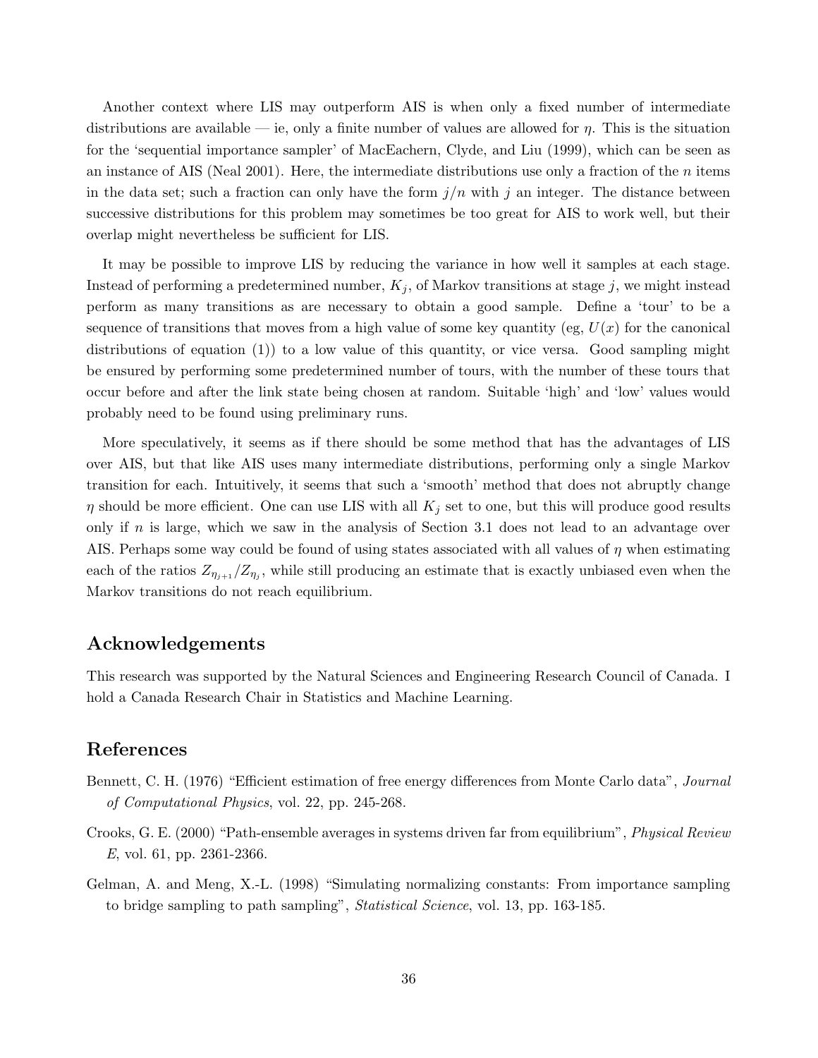Another context where LIS may outperform AIS is when only a fixed number of intermediate distributions are available — ie, only a finite number of values are allowed for $\eta$. This is the situation for the 'sequential importance sampler' of MacEachern, Clyde, and Liu (1999), which can be seen as an instance of AIS (Neal 2001). Here, the intermediate distributions use only a fraction of the $n$ items in the data set; such a fraction can only have the form $j/n$ with $j$ an integer. The distance between successive distributions for this problem may sometimes be too great for AIS to work well, but their overlap might nevertheless be sufficient for LIS.

It may be possible to improve LIS by reducing the variance in how well it samples at each stage. Instead of performing a predetermined number, $K_j$, of Markov transitions at stage $j$, we might instead perform as many transitions as are necessary to obtain a good sample. Define a 'tour' to be a sequence of transitions that moves from a high value of some key quantity (eg, $U(x)$ for the canonical distributions of equation (1)) to a low value of this quantity, or vice versa. Good sampling might be ensured by performing some predetermined number of tours, with the number of these tours that occur before and after the link state being chosen at random. Suitable 'high' and 'low' values would probably need to be found using preliminary runs.

More speculatively, it seems as if there should be some method that has the advantages of LIS over AIS, but that like AIS uses many intermediate distributions, performing only a single Markov transition for each. Intuitively, it seems that such a 'smooth' method that does not abruptly change $\eta$ should be more efficient. One can use LIS with all $K_j$ set to one, but this will produce good results only if $n$ is large, which we saw in the analysis of Section 3.1 does not lead to an advantage over AIS. Perhaps some way could be found of using states associated with all values of $\eta$ when estimating each of the ratios $Z_{\eta_{j+1}}/Z_{\eta_j}$, while still producing an estimate that is exactly unbiased even when the Markov transitions do not reach equilibrium.

## Acknowledgements

This research was supported by the Natural Sciences and Engineering Research Council of Canada. I hold a Canada Research Chair in Statistics and Machine Learning.

## References

Bennett, C. H. (1976) "Efficient estimation of free energy differences from Monte Carlo data", *Journal of Computational Physics*, vol. 22, pp. 245-268.

Crooks, G. E. (2000) "Path-ensemble averages in systems driven far from equilibrium", *Physical Review E*, vol. 61, pp. 2361-2366.

Gelman, A. and Meng, X.-L. (1998) "Simulating normalizing constants: From importance sampling to bridge sampling to path sampling", *Statistical Science*, vol. 13, pp. 163-185.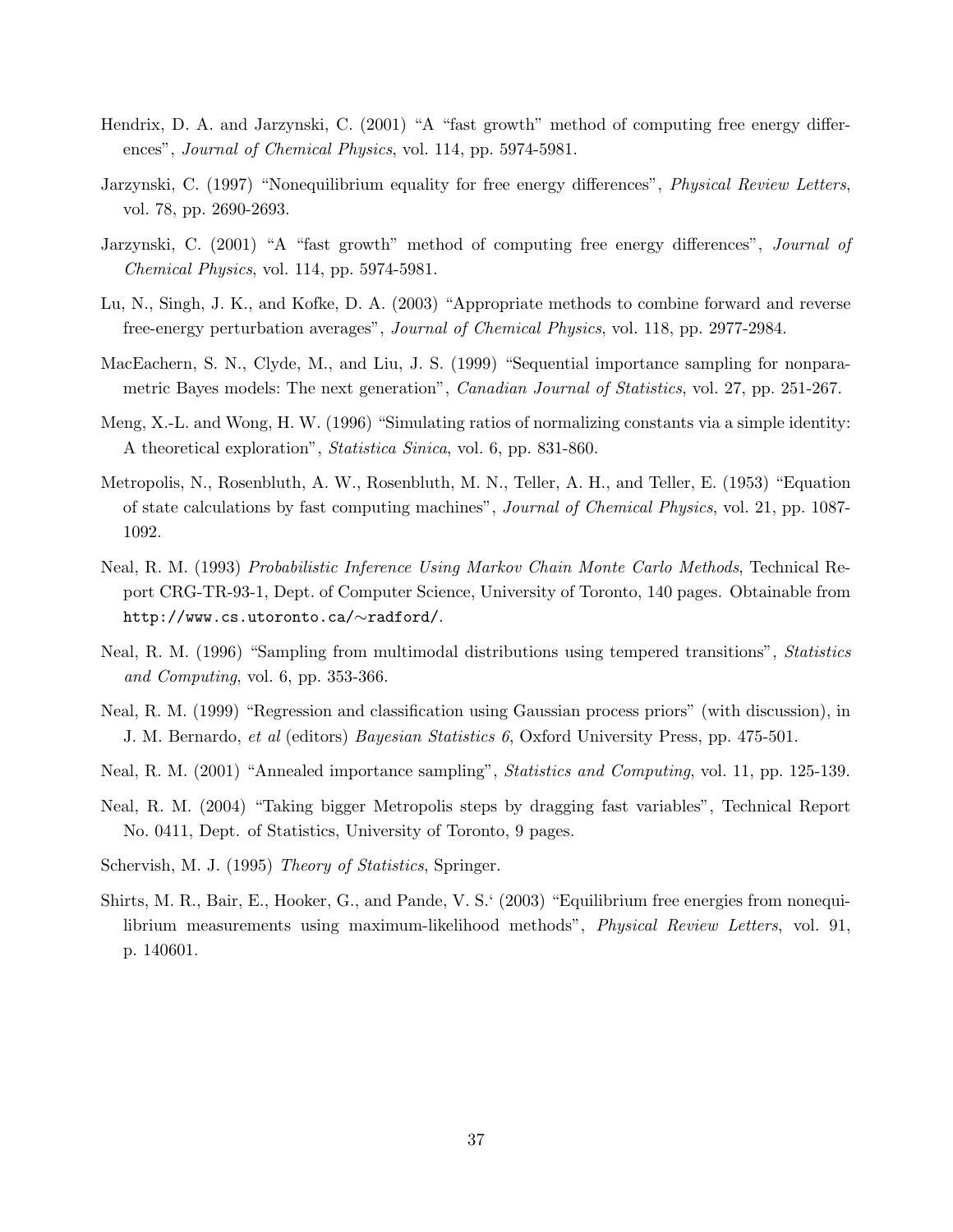Hendrix, D. A. and Jarzynski, C. (2001) "A "fast growth" method of computing free energy differences", *Journal of Chemical Physics*, vol. 114, pp. 5974-5981.

Jarzynski, C. (1997) "Nonequilibrium equality for free energy differences", *Physical Review Letters*, vol. 78, pp. 2690-2693.

Jarzynski, C. (2001) "A "fast growth" method of computing free energy differences", *Journal of Chemical Physics*, vol. 114, pp. 5974-5981.

Lu, N., Singh, J. K., and Kofke, D. A. (2003) "Appropriate methods to combine forward and reverse free-energy perturbation averages", *Journal of Chemical Physics*, vol. 118, pp. 2977-2984.

MacEachern, S. N., Clyde, M., and Liu, J. S. (1999) "Sequential importance sampling for nonparametric Bayes models: The next generation", *Canadian Journal of Statistics*, vol. 27, pp. 251-267.

Meng, X.-L. and Wong, H. W. (1996) "Simulating ratios of normalizing constants via a simple identity: A theoretical exploration", *Statistica Sinica*, vol. 6, pp. 831-860.

Metropolis, N., Rosenbluth, A. W., Rosenbluth, M. N., Teller, A. H., and Teller, E. (1953) "Equation of state calculations by fast computing machines", *Journal of Chemical Physics*, vol. 21, pp. 1087-1092.

Neal, R. M. (1993) *Probabilistic Inference Using Markov Chain Monte Carlo Methods*, Technical Report CRG-TR-93-1, Dept. of Computer Science, University of Toronto, 140 pages. Obtainable from `http://www.cs.utoronto.ca/~radford/`.

Neal, R. M. (1996) "Sampling from multimodal distributions using tempered transitions", *Statistics and Computing*, vol. 6, pp. 353-366.

Neal, R. M. (1999) "Regression and classification using Gaussian process priors" (with discussion), in J. M. Bernardo, *et al* (editors) *Bayesian Statistics 6*, Oxford University Press, pp. 475-501.

Neal, R. M. (2001) "Annealed importance sampling", *Statistics and Computing*, vol. 11, pp. 125-139.

Neal, R. M. (2004) "Taking bigger Metropolis steps by dragging fast variables", Technical Report No. 0411, Dept. of Statistics, University of Toronto, 9 pages.

Schervish, M. J. (1995) *Theory of Statistics*, Springer.

Shirts, M. R., Bair, E., Hooker, G., and Pande, V. S.' (2003) "Equilibrium free energies from nonequilibrium measurements using maximum-likelihood methods", *Physical Review Letters*, vol. 91, p. 140601.